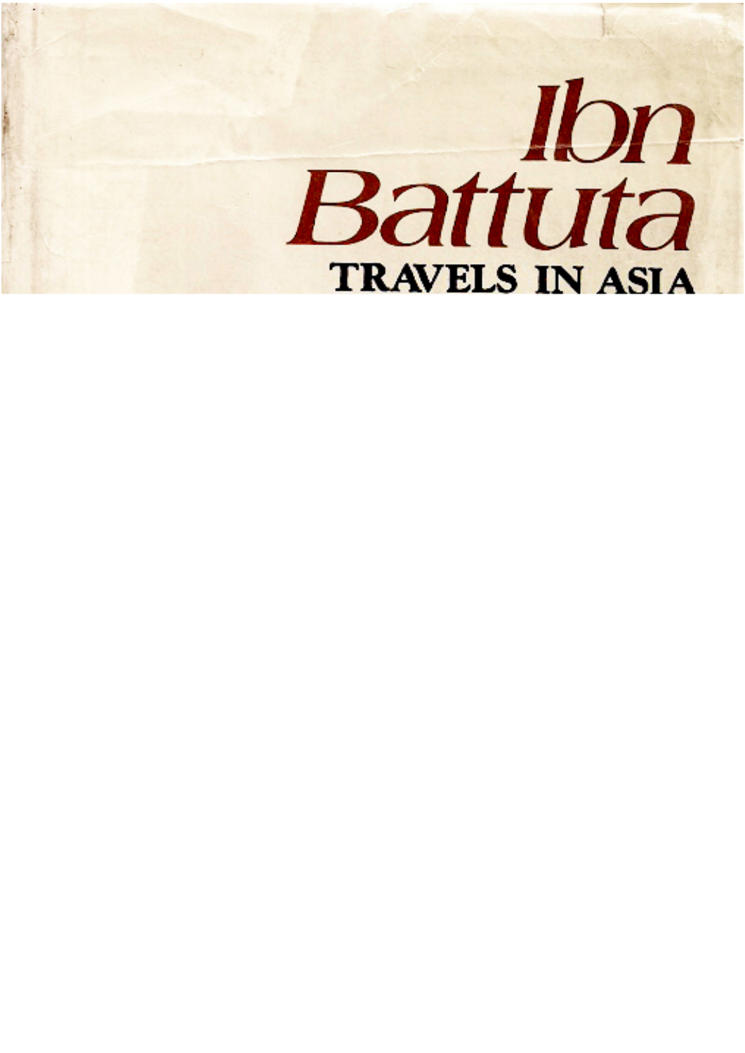# Ibn Battuta

## TRAVELS IN ASIA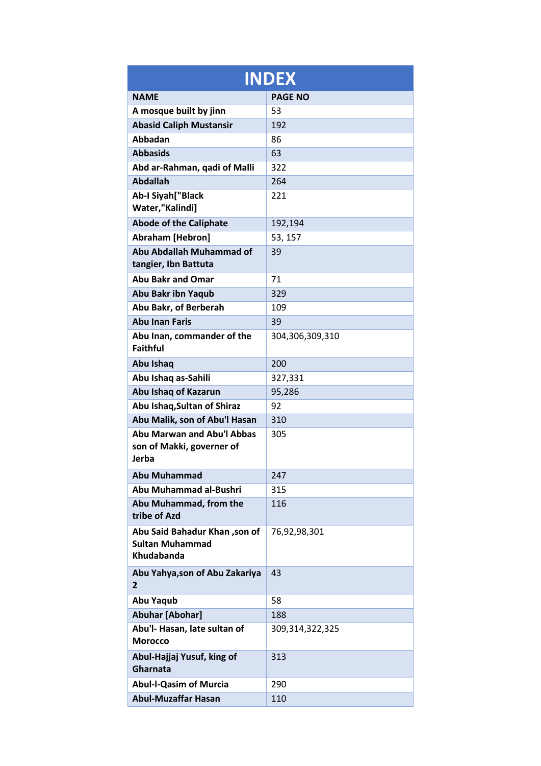| INDEX | |
|---|---|
| **NAME** | **PAGE NO** |
| **A mosque built by jinn** | 53 |
| **Abasid Caliph Mustansir** | 192 |
| **Abbadan** | 86 |
| **Abbasids** | 63 |
| **Abd ar-Rahman, qadi of Malli** | 322 |
| **Abdallah** | 264 |
| **Ab-I Siyah["Black Water,"Kalindi]** | 221 |
| **Abode of the Caliphate** | 192,194 |
| **Abraham [Hebron]** | 53, 157 |
| **Abu Abdallah Muhammad of tangier, Ibn Battuta** | 39 |
| **Abu Bakr and Omar** | 71 |
| **Abu Bakr ibn Yaqub** | 329 |
| **Abu Bakr, of Berberah** | 109 |
| **Abu Inan Faris** | 39 |
| **Abu Inan, commander of the Faithful** | 304,306,309,310 |
| **Abu Ishaq** | 200 |
| **Abu Ishaq as-Sahili** | 327,331 |
| **Abu Ishaq of Kazarun** | 95,286 |
| **Abu Ishaq,Sultan of Shiraz** | 92 |
| **Abu Malik, son of Abu'l Hasan** | 310 |
| **Abu Marwan and Abu'l Abbas son of Makki, governer of Jerba** | 305 |
| **Abu Muhammad** | 247 |
| **Abu Muhammad al-Bushri** | 315 |
| **Abu Muhammad, from the tribe of Azd** | 116 |
| **Abu Said Bahadur Khan ,son of Sultan Muhammad Khudabanda** | 76,92,98,301 |
| **Abu Yahya,son of Abu Zakariya 2** | 43 |
| **Abu Yaqub** | 58 |
| **Abuhar [Abohar]** | 188 |
| **Abu'l- Hasan, late sultan of Morocco** | 309,314,322,325 |
| **Abul-Hajjaj Yusuf, king of Gharnata** | 313 |
| **Abul-l-Qasim of Murcia** | 290 |
| **Abul-Muzaffar Hasan** | 110 |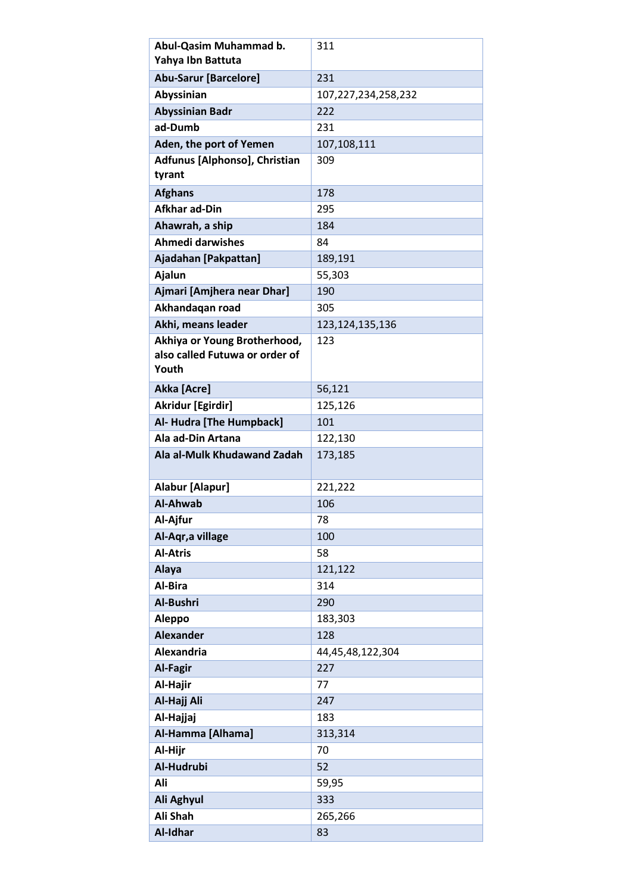| | |
|---|---|
| **Abul-Qasim Muhammad b. Yahya Ibn Battuta** | 311 |
| **Abu-Sarur [Barcelore]** | 231 |
| **Abyssinian** | 107,227,234,258,232 |
| **Abyssinian Badr** | 222 |
| **ad-Dumb** | 231 |
| **Aden, the port of Yemen** | 107,108,111 |
| **Adfunus [Alphonso], Christian tyrant** | 309 |
| **Afghans** | 178 |
| **Afkhar ad-Din** | 295 |
| **Ahawrah, a ship** | 184 |
| **Ahmedi darwishes** | 84 |
| **Ajadahan [Pakpattan]** | 189,191 |
| **Ajalun** | 55,303 |
| **Ajmari [Amjhera near Dhar]** | 190 |
| **Akhandaqan road** | 305 |
| **Akhi, means leader** | 123,124,135,136 |
| **Akhiya or Young Brotherhood, also called Futuwa or order of Youth** | 123 |
| **Akka [Acre]** | 56,121 |
| **Akridur [Egirdir]** | 125,126 |
| **Al- Hudra [The Humpback]** | 101 |
| **Ala ad-Din Artana** | 122,130 |
| **Ala al-Mulk Khudawand Zadah** | 173,185 |
| **Alabur [Alapur]** | 221,222 |
| **Al-Ahwab** | 106 |
| **Al-Ajfur** | 78 |
| **Al-Aqr,a village** | 100 |
| **Al-Atris** | 58 |
| **Alaya** | 121,122 |
| **Al-Bira** | 314 |
| **Al-Bushri** | 290 |
| **Aleppo** | 183,303 |
| **Alexander** | 128 |
| **Alexandria** | 44,45,48,122,304 |
| **Al-Fagir** | 227 |
| **Al-Hajir** | 77 |
| **Al-Hajj Ali** | 247 |
| **Al-Hajjaj** | 183 |
| **Al-Hamma [Alhama]** | 313,314 |
| **Al-Hijr** | 70 |
| **Al-Hudrubi** | 52 |
| **Ali** | 59,95 |
| **Ali Aghyul** | 333 |
| **Ali Shah** | 265,266 |
| **Al-Idhar** | 83 |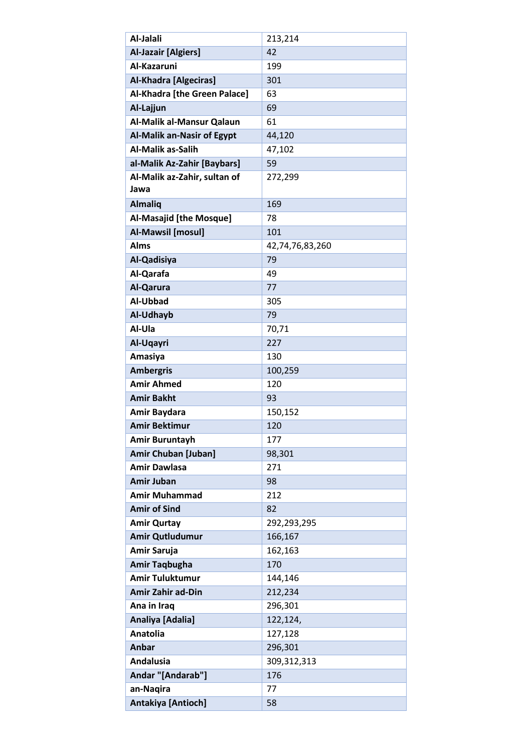| Al-Jalali | 213,214 |
|---|---|
| Al-Jazair [Algiers] | 42 |
| Al-Kazaruni | 199 |
| Al-Khadra [Algeciras] | 301 |
| Al-Khadra [the Green Palace] | 63 |
| Al-Lajjun | 69 |
| Al-Malik al-Mansur Qalaun | 61 |
| Al-Malik an-Nasir of Egypt | 44,120 |
| Al-Malik as-Salih | 47,102 |
| al-Malik Az-Zahir [Baybars] | 59 |
| Al-Malik az-Zahir, sultan of Jawa | 272,299 |
| Almaliq | 169 |
| Al-Masajid [the Mosque] | 78 |
| Al-Mawsil [mosul] | 101 |
| Alms | 42,74,76,83,260 |
| Al-Qadisiya | 79 |
| Al-Qarafa | 49 |
| Al-Qarura | 77 |
| Al-Ubbad | 305 |
| Al-Udhayb | 79 |
| Al-Ula | 70,71 |
| Al-Uqayri | 227 |
| Amasiya | 130 |
| Ambergris | 100,259 |
| Amir Ahmed | 120 |
| Amir Bakht | 93 |
| Amir Baydara | 150,152 |
| Amir Bektimur | 120 |
| Amir Buruntayh | 177 |
| Amir Chuban [Juban] | 98,301 |
| Amir Dawlasa | 271 |
| Amir Juban | 98 |
| Amir Muhammad | 212 |
| Amir of Sind | 82 |
| Amir Qurtay | 292,293,295 |
| Amir Qutludumur | 166,167 |
| Amir Saruja | 162,163 |
| Amir Taqbugha | 170 |
| Amir Tuluktumur | 144,146 |
| Amir Zahir ad-Din | 212,234 |
| Ana in Iraq | 296,301 |
| Analiya [Adalia] | 122,124, |
| Anatolia | 127,128 |
| Anbar | 296,301 |
| Andalusia | 309,312,313 |
| Andar "[Andarab"] | 176 |
| an-Naqira | 77 |
| Antakiya [Antioch] | 58 |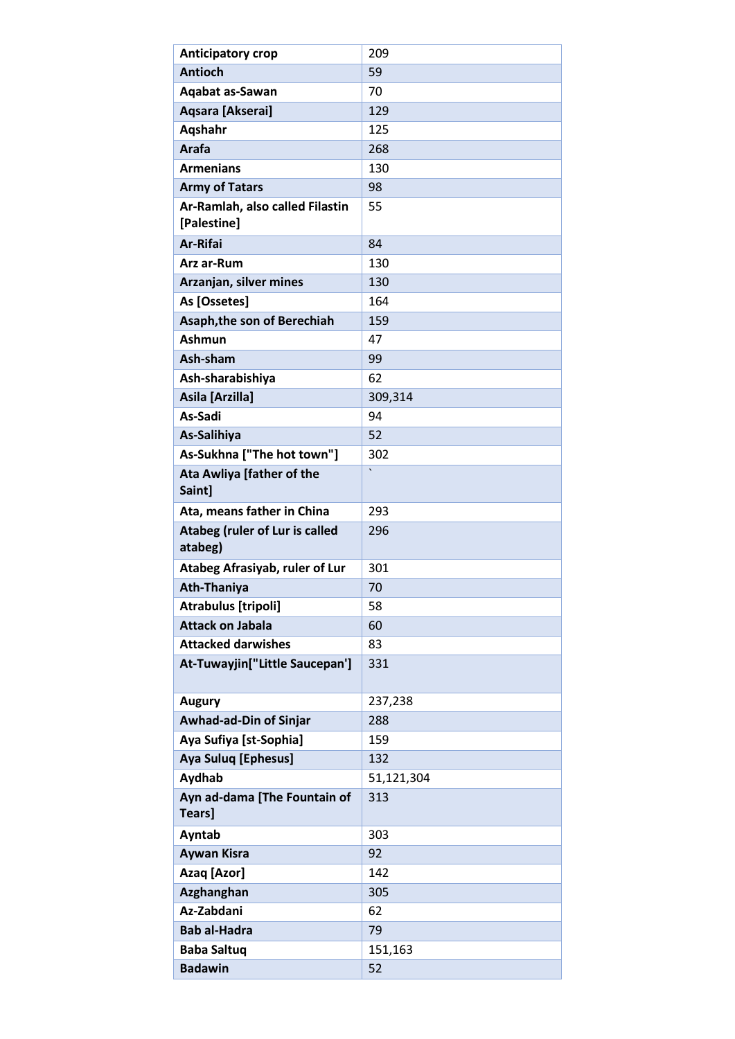| Anticipatory crop | 209 |
|---|---|
| Antioch | 59 |
| Aqabat as-Sawan | 70 |
| Aqsara [Akserai] | 129 |
| Aqshahr | 125 |
| Arafa | 268 |
| Armenians | 130 |
| Army of Tatars | 98 |
| Ar-Ramlah, also called Filastin [Palestine] | 55 |
| Ar-Rifai | 84 |
| Arz ar-Rum | 130 |
| Arzanjan, silver mines | 130 |
| As [Ossetes] | 164 |
| Asaph,the son of Berechiah | 159 |
| Ashmun | 47 |
| Ash-sham | 99 |
| Ash-sharabishiya | 62 |
| Asila [Arzilla] | 309,314 |
| As-Sadi | 94 |
| As-Salihiya | 52 |
| As-Sukhna ["The hot town"] | 302 |
| Ata Awliya [father of the Saint] | ` |
| Ata, means father in China | 293 |
| Atabeg (ruler of Lur is called atabeg) | 296 |
| Atabeg Afrasiyab, ruler of Lur | 301 |
| Ath-Thaniya | 70 |
| Atrabulus [tripoli] | 58 |
| Attack on Jabala | 60 |
| Attacked darwishes | 83 |
| At-Tuwayjin["Little Saucepan'] | 331 |
| Augury | 237,238 |
| Awhad-ad-Din of Sinjar | 288 |
| Aya Sufiya [st-Sophia] | 159 |
| Aya Suluq [Ephesus] | 132 |
| Aydhab | 51,121,304 |
| Ayn ad-dama [The Fountain of Tears] | 313 |
| Ayntab | 303 |
| Aywan Kisra | 92 |
| Azaq [Azor] | 142 |
| Azghanghan | 305 |
| Az-Zabdani | 62 |
| Bab al-Hadra | 79 |
| Baba Saltuq | 151,163 |
| Badawin | 52 |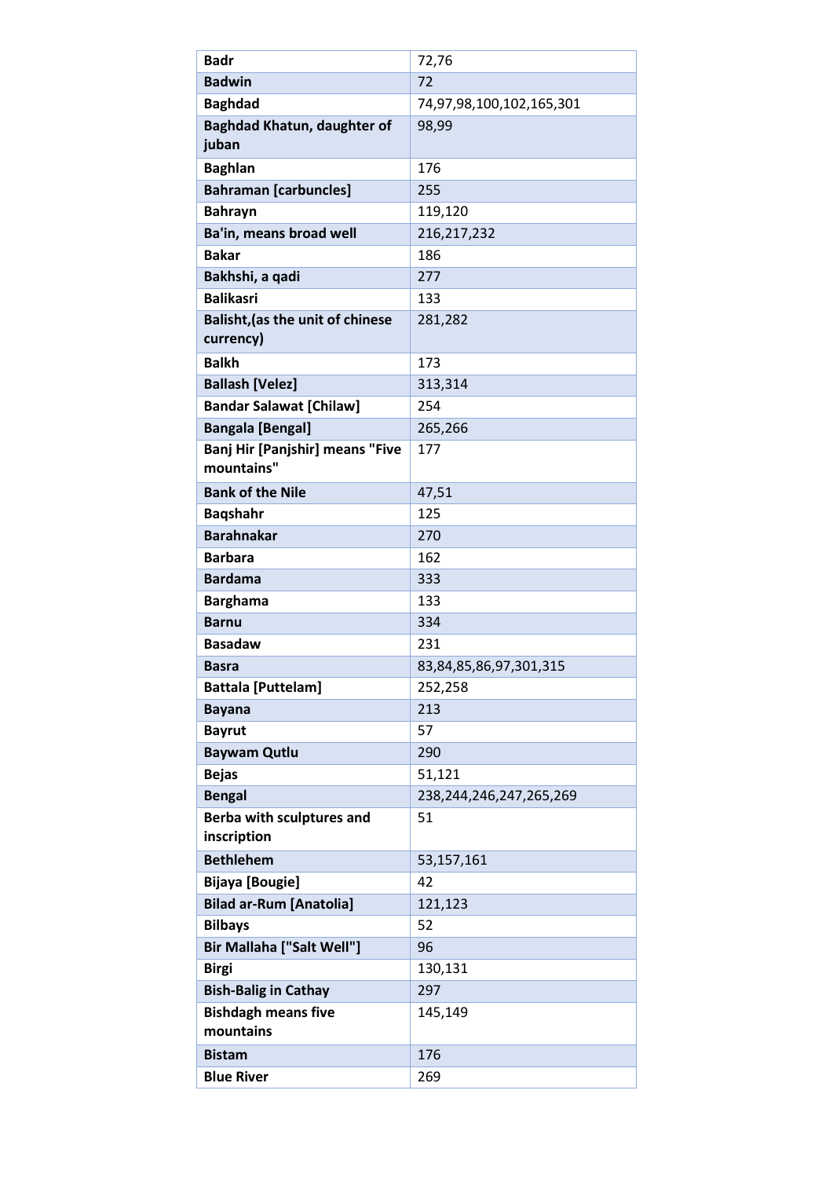| Badr | 72,76 |
|---|---|
| Badwin | 72 |
| Baghdad | 74,97,98,100,102,165,301 |
| Baghdad Khatun, daughter of juban | 98,99 |
| Baghlan | 176 |
| Bahraman [carbuncles] | 255 |
| Bahrayn | 119,120 |
| Ba'in, means broad well | 216,217,232 |
| Bakar | 186 |
| Bakhshi, a qadi | 277 |
| Balikasri | 133 |
| Balisht,(as the unit of chinese currency) | 281,282 |
| Balkh | 173 |
| Ballash [Velez] | 313,314 |
| Bandar Salawat [Chilaw] | 254 |
| Bangala [Bengal] | 265,266 |
| Banj Hir [Panjshir] means "Five mountains" | 177 |
| Bank of the Nile | 47,51 |
| Baqshahr | 125 |
| Barahnakar | 270 |
| Barbara | 162 |
| Bardama | 333 |
| Barghama | 133 |
| Barnu | 334 |
| Basadaw | 231 |
| Basra | 83,84,85,86,97,301,315 |
| Battala [Puttelam] | 252,258 |
| Bayana | 213 |
| Bayrut | 57 |
| Baywam Qutlu | 290 |
| Bejas | 51,121 |
| Bengal | 238,244,246,247,265,269 |
| Berba with sculptures and inscription | 51 |
| Bethlehem | 53,157,161 |
| Bijaya [Bougie] | 42 |
| Bilad ar-Rum [Anatolia] | 121,123 |
| Bilbays | 52 |
| Bir Mallaha ["Salt Well"] | 96 |
| Birgi | 130,131 |
| Bish-Balig in Cathay | 297 |
| Bishdagh means five mountains | 145,149 |
| Bistam | 176 |
| Blue River | 269 |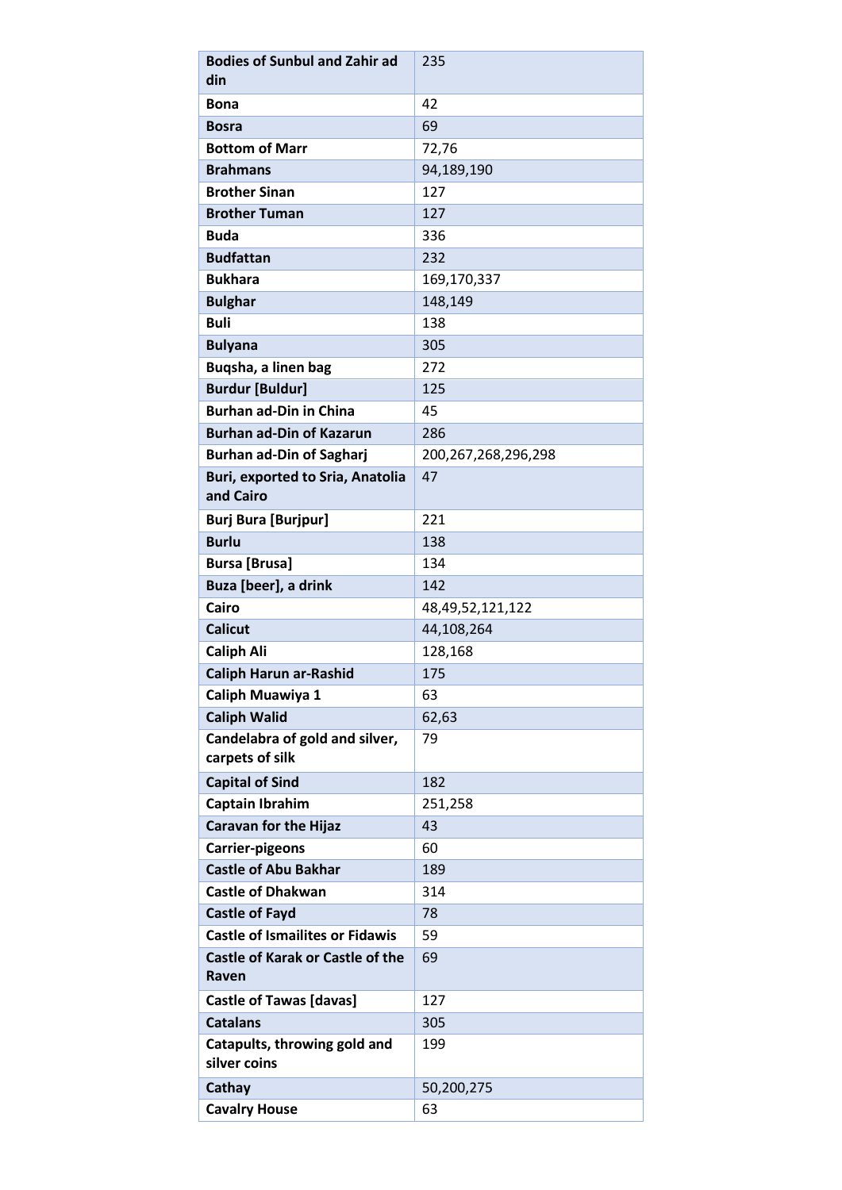| Bodies of Sunbul and Zahir ad din | 235 |
|---|---|
| Bona | 42 |
| Bosra | 69 |
| Bottom of Marr | 72,76 |
| Brahmans | 94,189,190 |
| Brother Sinan | 127 |
| Brother Tuman | 127 |
| Buda | 336 |
| Budfattan | 232 |
| Bukhara | 169,170,337 |
| Bulghar | 148,149 |
| Buli | 138 |
| Bulyana | 305 |
| Buqsha, a linen bag | 272 |
| Burdur [Buldur] | 125 |
| Burhan ad-Din in China | 45 |
| Burhan ad-Din of Kazarun | 286 |
| Burhan ad-Din of Sagharj | 200,267,268,296,298 |
| Buri, exported to Sria, Anatolia and Cairo | 47 |
| Burj Bura [Burjpur] | 221 |
| Burlu | 138 |
| Bursa [Brusa] | 134 |
| Buza [beer], a drink | 142 |
| Cairo | 48,49,52,121,122 |
| Calicut | 44,108,264 |
| Caliph Ali | 128,168 |
| Caliph Harun ar-Rashid | 175 |
| Caliph Muawiya 1 | 63 |
| Caliph Walid | 62,63 |
| Candelabra of gold and silver, carpets of silk | 79 |
| Capital of Sind | 182 |
| Captain Ibrahim | 251,258 |
| Caravan for the Hijaz | 43 |
| Carrier-pigeons | 60 |
| Castle of Abu Bakhar | 189 |
| Castle of Dhakwan | 314 |
| Castle of Fayd | 78 |
| Castle of Ismailites or Fidawis | 59 |
| Castle of Karak or Castle of the Raven | 69 |
| Castle of Tawas [davas] | 127 |
| Catalans | 305 |
| Catapults, throwing gold and silver coins | 199 |
| Cathay | 50,200,275 |
| Cavalry House | 63 |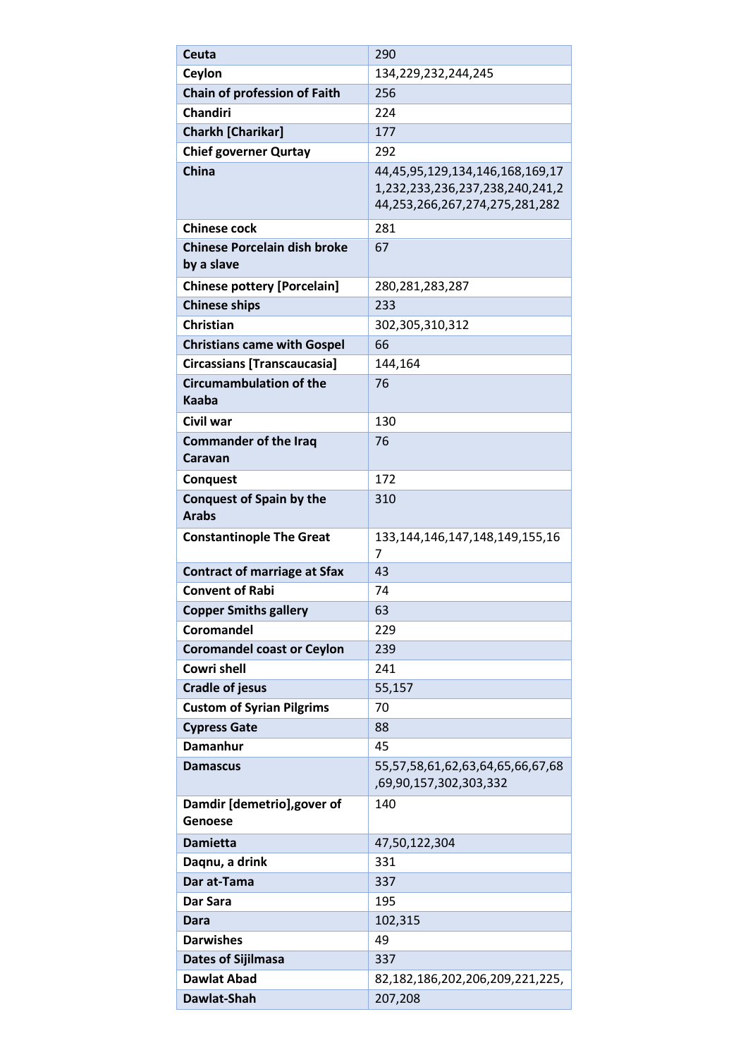| | |
|---|---|
| Ceuta | 290 |
| Ceylon | 134,229,232,244,245 |
| Chain of profession of Faith | 256 |
| Chandiri | 224 |
| Charkh [Charikar] | 177 |
| Chief governer Qurtay | 292 |
| China | 44,45,95,129,134,146,168,169,171,232,233,236,237,238,240,241,244,253,266,267,274,275,281,282 |
| Chinese cock | 281 |
| Chinese Porcelain dish broke by a slave | 67 |
| Chinese pottery [Porcelain] | 280,281,283,287 |
| Chinese ships | 233 |
| Christian | 302,305,310,312 |
| Christians came with Gospel | 66 |
| Circassians [Transcaucasia] | 144,164 |
| Circumambulation of the Kaaba | 76 |
| Civil war | 130 |
| Commander of the Iraq Caravan | 76 |
| Conquest | 172 |
| Conquest of Spain by the Arabs | 310 |
| Constantinople The Great | 133,144,146,147,148,149,155,167 |
| Contract of marriage at Sfax | 43 |
| Convent of Rabi | 74 |
| Copper Smiths gallery | 63 |
| Coromandel | 229 |
| Coromandel coast or Ceylon | 239 |
| Cowri shell | 241 |
| Cradle of jesus | 55,157 |
| Custom of Syrian Pilgrims | 70 |
| Cypress Gate | 88 |
| Damanhur | 45 |
| Damascus | 55,57,58,61,62,63,64,65,66,67,68,69,90,157,302,303,332 |
| Damdir [demetrio],gover of Genoese | 140 |
| Damietta | 47,50,122,304 |
| Daqnu, a drink | 331 |
| Dar at-Tama | 337 |
| Dar Sara | 195 |
| Dara | 102,315 |
| Darwishes | 49 |
| Dates of Sijilmasa | 337 |
| Dawlat Abad | 82,182,186,202,206,209,221,225, |
| Dawlat-Shah | 207,208 |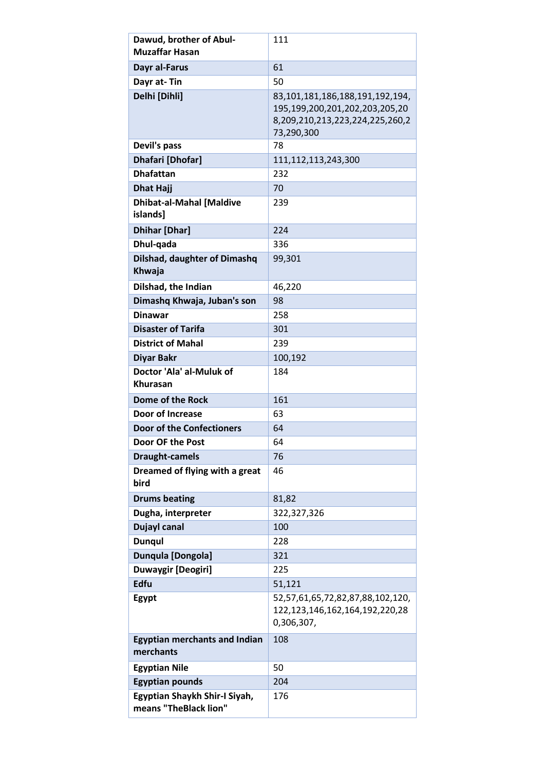| Dawud, brother of Abul-Muzaffar Hasan | 111 |
|---|---|
| Dayr al-Farus | 61 |
| Dayr at- Tin | 50 |
| Delhi [Dihli] | 83,101,181,186,188,191,192,194,195,199,200,201,202,203,205,208,209,210,213,223,224,225,260,273,290,300 |
| Devil's pass | 78 |
| Dhafari [Dhofar] | 111,112,113,243,300 |
| Dhafattan | 232 |
| Dhat Hajj | 70 |
| Dhibat-al-Mahal [Maldive islands] | 239 |
| Dhihar [Dhar] | 224 |
| Dhul-qada | 336 |
| Dilshad, daughter of Dimashq Khwaja | 99,301 |
| Dilshad, the Indian | 46,220 |
| Dimashq Khwaja, Juban's son | 98 |
| Dinawar | 258 |
| Disaster of Tarifa | 301 |
| District of Mahal | 239 |
| Diyar Bakr | 100,192 |
| Doctor 'Ala' al-Muluk of Khurasan | 184 |
| Dome of the Rock | 161 |
| Door of Increase | 63 |
| Door of the Confectioners | 64 |
| Door OF the Post | 64 |
| Draught-camels | 76 |
| Dreamed of flying with a great bird | 46 |
| Drums beating | 81,82 |
| Dugha, interpreter | 322,327,326 |
| Dujayl canal | 100 |
| Dunqul | 228 |
| Dunqula [Dongola] | 321 |
| Duwaygir [Deogiri] | 225 |
| Edfu | 51,121 |
| Egypt | 52,57,61,65,72,82,87,88,102,120,122,123,146,162,164,192,220,280,306,307, |
| Egyptian merchants and Indian merchants | 108 |
| Egyptian Nile | 50 |
| Egyptian pounds | 204 |
| Egyptian Shaykh Shir-I Siyah, means "TheBlack lion" | 176 |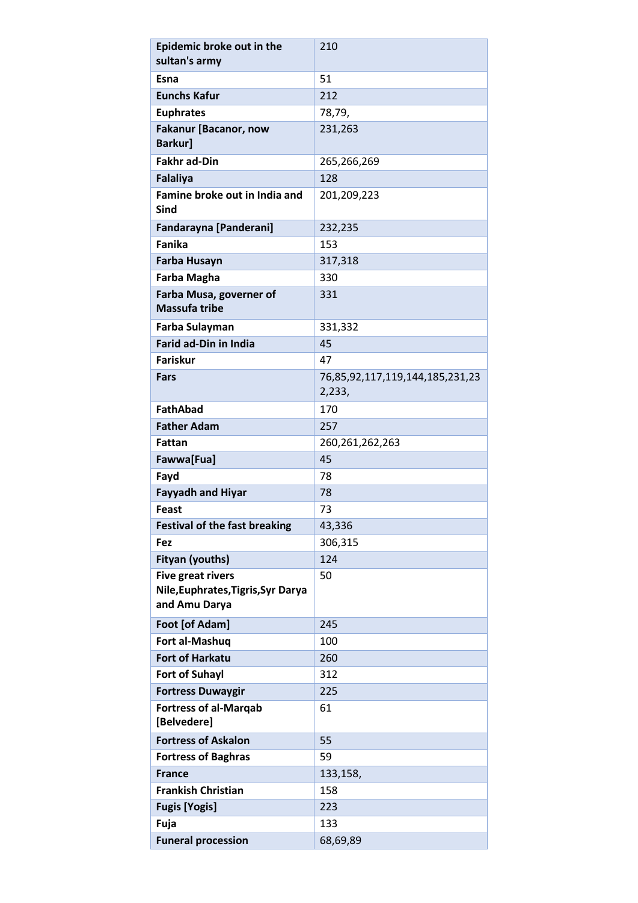| Epidemic broke out in the sultan's army | 210 |
|---|---|
| Esna | 51 |
| Eunchs Kafur | 212 |
| Euphrates | 78,79, |
| Fakanur [Bacanor, now Barkur] | 231,263 |
| Fakhr ad-Din | 265,266,269 |
| Falaliya | 128 |
| Famine broke out in India and Sind | 201,209,223 |
| Fandarayna [Panderani] | 232,235 |
| Fanika | 153 |
| Farba Husayn | 317,318 |
| Farba Magha | 330 |
| Farba Musa, governer of Massufa tribe | 331 |
| Farba Sulayman | 331,332 |
| Farid ad-Din in India | 45 |
| Fariskur | 47 |
| Fars | 76,85,92,117,119,144,185,231,232,233, |
| FathAbad | 170 |
| Father Adam | 257 |
| Fattan | 260,261,262,263 |
| Fawwa[Fua] | 45 |
| Fayd | 78 |
| Fayyadh and Hiyar | 78 |
| Feast | 73 |
| Festival of the fast breaking | 43,336 |
| Fez | 306,315 |
| Fityan (youths) | 124 |
| Five great rivers Nile,Euphrates,Tigris,Syr Darya and Amu Darya | 50 |
| Foot [of Adam] | 245 |
| Fort al-Mashuq | 100 |
| Fort of Harkatu | 260 |
| Fort of Suhayl | 312 |
| Fortress Duwaygir | 225 |
| Fortress of al-Marqab [Belvedere] | 61 |
| Fortress of Askalon | 55 |
| Fortress of Baghras | 59 |
| France | 133,158, |
| Frankish Christian | 158 |
| Fugis [Yogis] | 223 |
| Fuja | 133 |
| Funeral procession | 68,69,89 |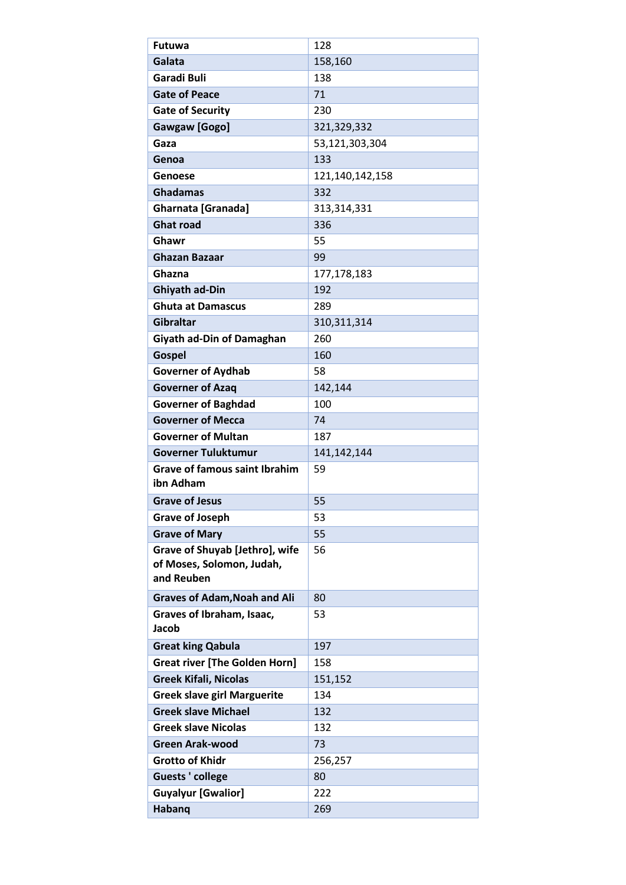| Futuwa | 128 |
|---|---|
| Galata | 158,160 |
| Garadi Buli | 138 |
| Gate of Peace | 71 |
| Gate of Security | 230 |
| Gawgaw [Gogo] | 321,329,332 |
| Gaza | 53,121,303,304 |
| Genoa | 133 |
| Genoese | 121,140,142,158 |
| Ghadamas | 332 |
| Gharnata [Granada] | 313,314,331 |
| Ghat road | 336 |
| Ghawr | 55 |
| Ghazan Bazaar | 99 |
| Ghazna | 177,178,183 |
| Ghiyath ad-Din | 192 |
| Ghuta at Damascus | 289 |
| Gibraltar | 310,311,314 |
| Giyath ad-Din of Damaghan | 260 |
| Gospel | 160 |
| Governer of Aydhab | 58 |
| Governer of Azaq | 142,144 |
| Governer of Baghdad | 100 |
| Governer of Mecca | 74 |
| Governer of Multan | 187 |
| Governer Tuluktumur | 141,142,144 |
| Grave of famous saint Ibrahim ibn Adham | 59 |
| Grave of Jesus | 55 |
| Grave of Joseph | 53 |
| Grave of Mary | 55 |
| Grave of Shuyab [Jethro], wife of Moses, Solomon, Judah, and Reuben | 56 |
| Graves of Adam,Noah and Ali | 80 |
| Graves of Ibraham, Isaac, Jacob | 53 |
| Great king Qabula | 197 |
| Great river [The Golden Horn] | 158 |
| Greek Kifali, Nicolas | 151,152 |
| Greek slave girl Marguerite | 134 |
| Greek slave Michael | 132 |
| Greek slave Nicolas | 132 |
| Green Arak-wood | 73 |
| Grotto of Khidr | 256,257 |
| Guests ' college | 80 |
| Guyalyur [Gwalior] | 222 |
| Habanq | 269 |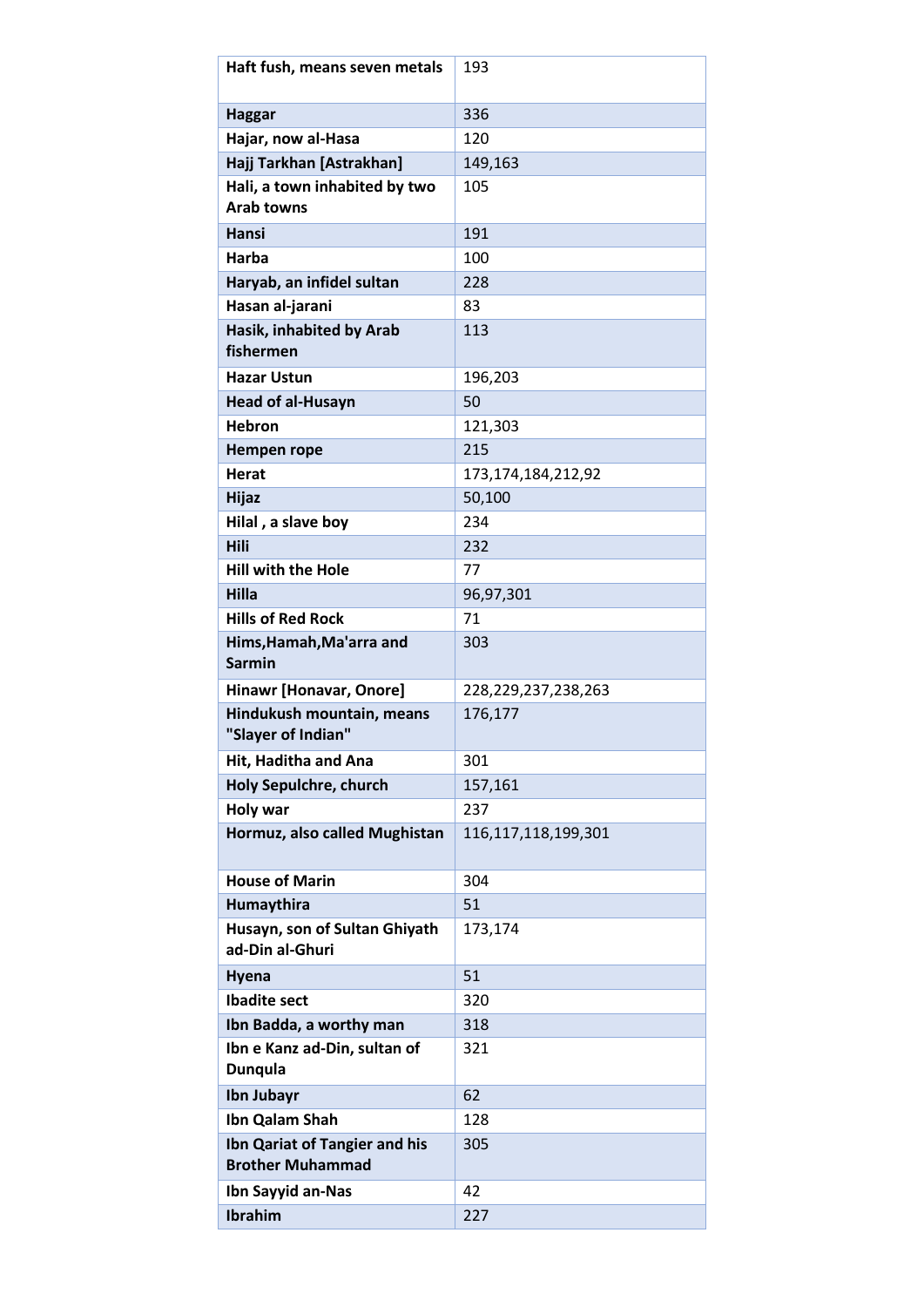| Haft fush, means seven metals | 193 |
|---|---|
| Haggar | 336 |
| Hajar, now al-Hasa | 120 |
| Hajj Tarkhan [Astrakhan] | 149,163 |
| Hali, a town inhabited by two Arab towns | 105 |
| Hansi | 191 |
| Harba | 100 |
| Haryab, an infidel sultan | 228 |
| Hasan al-jarani | 83 |
| Hasik, inhabited by Arab fishermen | 113 |
| Hazar Ustun | 196,203 |
| Head of al-Husayn | 50 |
| Hebron | 121,303 |
| Hempen rope | 215 |
| Herat | 173,174,184,212,92 |
| Hijaz | 50,100 |
| Hilal , a slave boy | 234 |
| Hili | 232 |
| Hill with the Hole | 77 |
| Hilla | 96,97,301 |
| Hills of Red Rock | 71 |
| Hims,Hamah,Ma'arra and Sarmin | 303 |
| Hinawr [Honavar, Onore] | 228,229,237,238,263 |
| Hindukush mountain, means "Slayer of Indian" | 176,177 |
| Hit, Haditha and Ana | 301 |
| Holy Sepulchre, church | 157,161 |
| Holy war | 237 |
| Hormuz, also called Mughistan | 116,117,118,199,301 |
| House of Marin | 304 |
| Humaythira | 51 |
| Husayn, son of Sultan Ghiyath ad-Din al-Ghuri | 173,174 |
| Hyena | 51 |
| Ibadite sect | 320 |
| Ibn Badda, a worthy man | 318 |
| Ibn e Kanz ad-Din, sultan of Dunqula | 321 |
| Ibn Jubayr | 62 |
| Ibn Qalam Shah | 128 |
| Ibn Qariat of Tangier and his Brother Muhammad | 305 |
| Ibn Sayyid an-Nas | 42 |
| Ibrahim | 227 |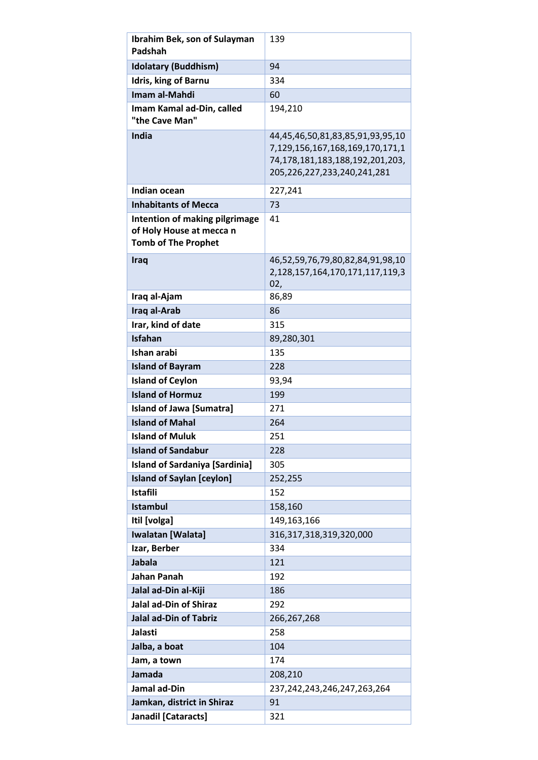| Ibrahim Bek, son of Sulayman Padshah | 139 |
|---|---|
| Idolatary (Buddhism) | 94 |
| Idris, king of Barnu | 334 |
| Imam al-Mahdi | 60 |
| Imam Kamal ad-Din, called "the Cave Man" | 194,210 |
| India | 44,45,46,50,81,83,85,91,93,95,107,129,156,167,168,169,170,171,174,178,181,183,188,192,201,203,205,226,227,233,240,241,281 |
| Indian ocean | 227,241 |
| Inhabitants of Mecca | 73 |
| Intention of making pilgrimage of Holy House at mecca n Tomb of The Prophet | 41 |
| Iraq | 46,52,59,76,79,80,82,84,91,98,102,128,157,164,170,171,117,119,302, |
| Iraq al-Ajam | 86,89 |
| Iraq al-Arab | 86 |
| Irar, kind of date | 315 |
| Isfahan | 89,280,301 |
| Ishan arabi | 135 |
| Island of Bayram | 228 |
| Island of Ceylon | 93,94 |
| Island of Hormuz | 199 |
| Island of Jawa [Sumatra] | 271 |
| Island of Mahal | 264 |
| Island of Muluk | 251 |
| Island of Sandabur | 228 |
| Island of Sardaniya [Sardinia] | 305 |
| Island of Saylan [ceylon] | 252,255 |
| Istafili | 152 |
| Istambul | 158,160 |
| Itil [volga] | 149,163,166 |
| Iwalatan [Walata] | 316,317,318,319,320,000 |
| Izar, Berber | 334 |
| Jabala | 121 |
| Jahan Panah | 192 |
| Jalal ad-Din al-Kiji | 186 |
| Jalal ad-Din of Shiraz | 292 |
| Jalal ad-Din of Tabriz | 266,267,268 |
| Jalasti | 258 |
| Jalba, a boat | 104 |
| Jam, a town | 174 |
| Jamada | 208,210 |
| Jamal ad-Din | 237,242,243,246,247,263,264 |
| Jamkan, district in Shiraz | 91 |
| Janadil [Cataracts] | 321 |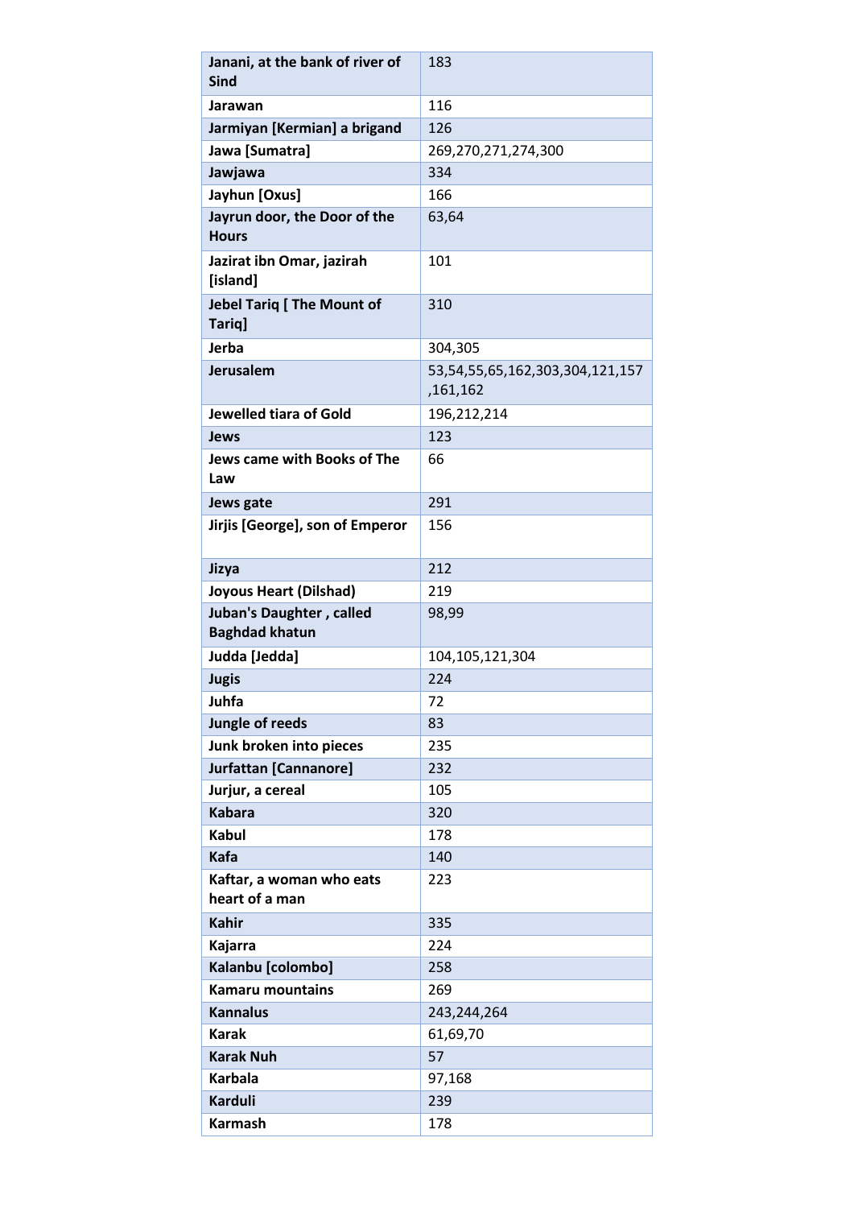| Janani, at the bank of river of Sind | 183 |
|---|---|
| Jarawan | 116 |
| Jarmiyan [Kermian] a brigand | 126 |
| Jawa [Sumatra] | 269,270,271,274,300 |
| Jawjawa | 334 |
| Jayhun [Oxus] | 166 |
| Jayrun door, the Door of the Hours | 63,64 |
| Jazirat ibn Omar, jazirah [island] | 101 |
| Jebel Tariq [ The Mount of Tariq] | 310 |
| Jerba | 304,305 |
| Jerusalem | 53,54,55,65,162,303,304,121,157,161,162 |
| Jewelled tiara of Gold | 196,212,214 |
| Jews | 123 |
| Jews came with Books of The Law | 66 |
| Jews gate | 291 |
| Jirjis [George], son of Emperor | 156 |
| Jizya | 212 |
| Joyous Heart (Dilshad) | 219 |
| Juban's Daughter , called Baghdad khatun | 98,99 |
| Judda [Jedda] | 104,105,121,304 |
| Jugis | 224 |
| Juhfa | 72 |
| Jungle of reeds | 83 |
| Junk broken into pieces | 235 |
| Jurfattan [Cannanore] | 232 |
| Jurjur, a cereal | 105 |
| Kabara | 320 |
| Kabul | 178 |
| Kafa | 140 |
| Kaftar, a woman who eats heart of a man | 223 |
| Kahir | 335 |
| Kajarra | 224 |
| Kalanbu [colombo] | 258 |
| Kamaru mountains | 269 |
| Kannalus | 243,244,264 |
| Karak | 61,69,70 |
| Karak Nuh | 57 |
| Karbala | 97,168 |
| Karduli | 239 |
| Karmash | 178 |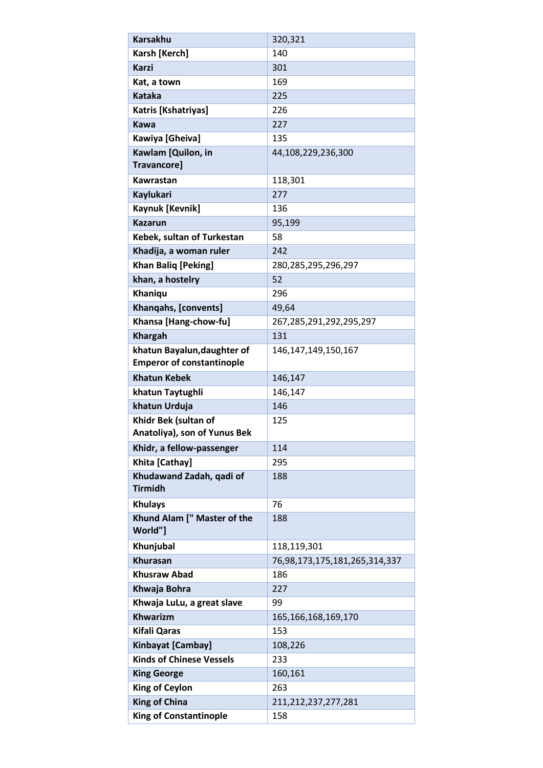| | |
|---|---|
| **Karsakhu** | 320,321 |
| **Karsh [Kerch]** | 140 |
| **Karzi** | 301 |
| **Kat, a town** | 169 |
| **Kataka** | 225 |
| **Katris [Kshatriyas]** | 226 |
| **Kawa** | 227 |
| **Kawiya [Gheiva]** | 135 |
| **Kawlam [Quilon, in Travancore]** | 44,108,229,236,300 |
| **Kawrastan** | 118,301 |
| **Kaylukari** | 277 |
| **Kaynuk [Kevnik]** | 136 |
| **Kazarun** | 95,199 |
| **Kebek, sultan of Turkestan** | 58 |
| **Khadija, a woman ruler** | 242 |
| **Khan Baliq [Peking]** | 280,285,295,296,297 |
| **khan, a hostelry** | 52 |
| **Khaniqu** | 296 |
| **Khanqahs, [convents]** | 49,64 |
| **Khansa [Hang-chow-fu]** | 267,285,291,292,295,297 |
| **Khargah** | 131 |
| **khatun Bayalun,daughter of Emperor of constantinople** | 146,147,149,150,167 |
| **Khatun Kebek** | 146,147 |
| **khatun Taytughli** | 146,147 |
| **khatun Urduja** | 146 |
| **Khidr Bek (sultan of Anatoliya), son of Yunus Bek** | 125 |
| **Khidr, a fellow-passenger** | 114 |
| **Khita [Cathay]** | 295 |
| **Khudawand Zadah, qadi of Tirmidh** | 188 |
| **Khulays** | 76 |
| **Khund Alam [" Master of the World"]** | 188 |
| **Khunjubal** | 118,119,301 |
| **Khurasan** | 76,98,173,175,181,265,314,337 |
| **Khusraw Abad** | 186 |
| **Khwaja Bohra** | 227 |
| **Khwaja LuLu, a great slave** | 99 |
| **Khwarizm** | 165,166,168,169,170 |
| **Kifali Qaras** | 153 |
| **Kinbayat [Cambay]** | 108,226 |
| **Kinds of Chinese Vessels** | 233 |
| **King George** | 160,161 |
| **King of Ceylon** | 263 |
| **King of China** | 211,212,237,277,281 |
| **King of Constantinople** | 158 |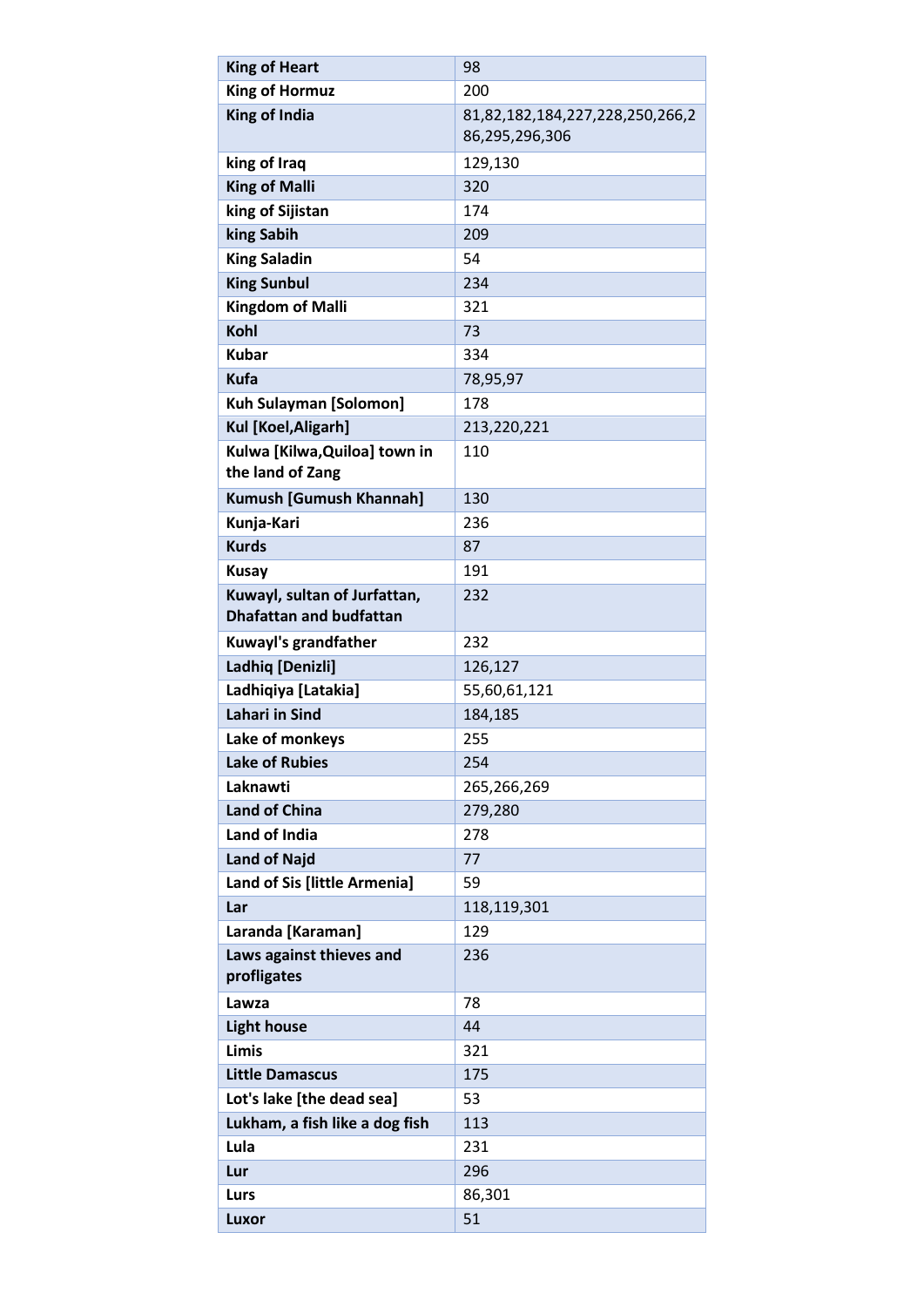| King of Heart | 98 |
|---|---|
| King of Hormuz | 200 |
| King of India | 81,82,182,184,227,228,250,266,286,295,296,306 |
| king of Iraq | 129,130 |
| King of Malli | 320 |
| king of Sijistan | 174 |
| king Sabih | 209 |
| King Saladin | 54 |
| King Sunbul | 234 |
| Kingdom of Malli | 321 |
| Kohl | 73 |
| Kubar | 334 |
| Kufa | 78,95,97 |
| Kuh Sulayman [Solomon] | 178 |
| Kul [Koel,Aligarh] | 213,220,221 |
| Kulwa [Kilwa,Quiloa] town in the land of Zang | 110 |
| Kumush [Gumush Khannah] | 130 |
| Kunja-Kari | 236 |
| Kurds | 87 |
| Kusay | 191 |
| Kuwayl, sultan of Jurfattan, Dhafattan and budfattan | 232 |
| Kuwayl's grandfather | 232 |
| Ladhiq [Denizli] | 126,127 |
| Ladhiqiya [Latakia] | 55,60,61,121 |
| Lahari in Sind | 184,185 |
| Lake of monkeys | 255 |
| Lake of Rubies | 254 |
| Laknawti | 265,266,269 |
| Land of China | 279,280 |
| Land of India | 278 |
| Land of Najd | 77 |
| Land of Sis [little Armenia] | 59 |
| Lar | 118,119,301 |
| Laranda [Karaman] | 129 |
| Laws against thieves and profligates | 236 |
| Lawza | 78 |
| Light house | 44 |
| Limis | 321 |
| Little Damascus | 175 |
| Lot's lake [the dead sea] | 53 |
| Lukham, a fish like a dog fish | 113 |
| Lula | 231 |
| Lur | 296 |
| Lurs | 86,301 |
| Luxor | 51 |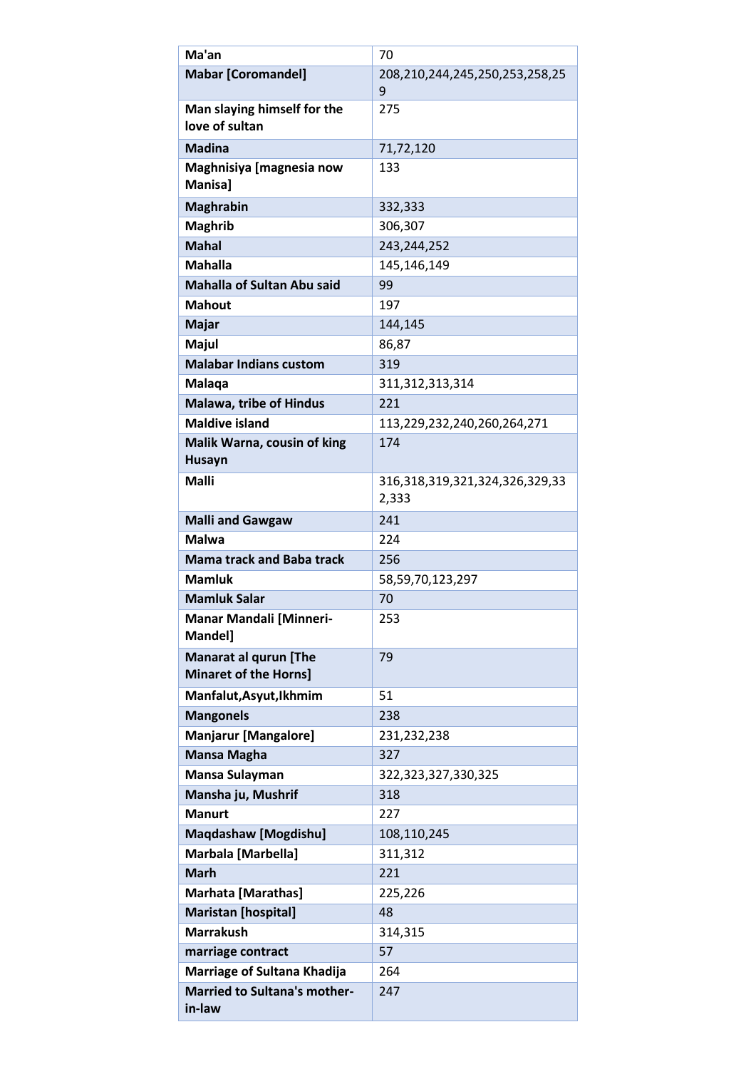| Ma'an | 70 |
|---|---|
| Mabar [Coromandel] | 208,210,244,245,250,253,258,259 |
| Man slaying himself for the love of sultan | 275 |
| Madina | 71,72,120 |
| Maghnisiya [magnesia now Manisa] | 133 |
| Maghrabin | 332,333 |
| Maghrib | 306,307 |
| Mahal | 243,244,252 |
| Mahalla | 145,146,149 |
| Mahalla of Sultan Abu said | 99 |
| Mahout | 197 |
| Majar | 144,145 |
| Majul | 86,87 |
| Malabar Indians custom | 319 |
| Malaqa | 311,312,313,314 |
| Malawa, tribe of Hindus | 221 |
| Maldive island | 113,229,232,240,260,264,271 |
| Malik Warna, cousin of king Husayn | 174 |
| Malli | 316,318,319,321,324,326,329,332,333 |
| Malli and Gawgaw | 241 |
| Malwa | 224 |
| Mama track and Baba track | 256 |
| Mamluk | 58,59,70,123,297 |
| Mamluk Salar | 70 |
| Manar Mandali [Minneri-Mandel] | 253 |
| Manarat al qurun [The Minaret of the Horns] | 79 |
| Manfalut,Asyut,Ikhmim | 51 |
| Mangonels | 238 |
| Manjarur [Mangalore] | 231,232,238 |
| Mansa Magha | 327 |
| Mansa Sulayman | 322,323,327,330,325 |
| Mansha ju, Mushrif | 318 |
| Manurt | 227 |
| Maqdashaw [Mogdishu] | 108,110,245 |
| Marbala [Marbella] | 311,312 |
| Marh | 221 |
| Marhata [Marathas] | 225,226 |
| Maristan [hospital] | 48 |
| Marrakush | 314,315 |
| marriage contract | 57 |
| Marriage of Sultana Khadija | 264 |
| Married to Sultana's mother-in-law | 247 |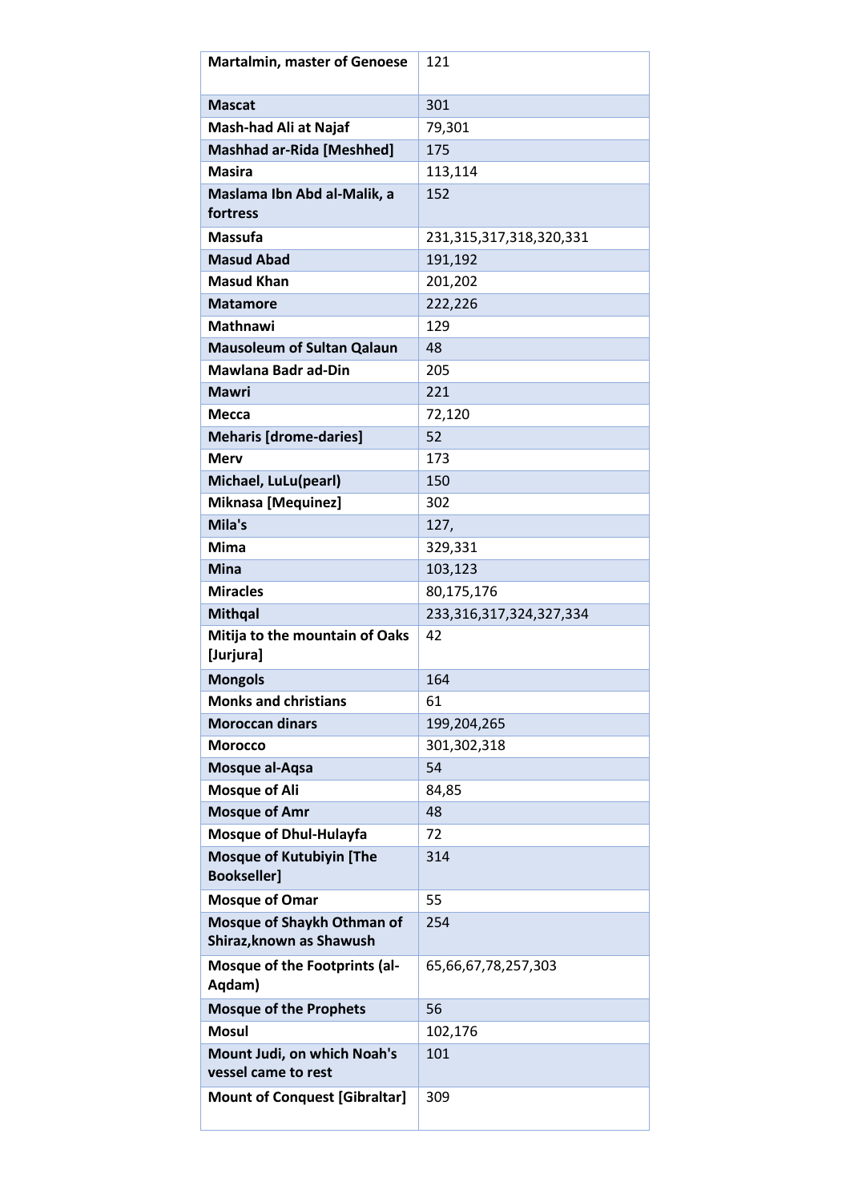| Martalmin, master of Genoese | 121 |
|---|---|
| Mascat | 301 |
| Mash-had Ali at Najaf | 79,301 |
| Mashhad ar-Rida [Meshhed] | 175 |
| Masira | 113,114 |
| Maslama Ibn Abd al-Malik, a fortress | 152 |
| Massufa | 231,315,317,318,320,331 |
| Masud Abad | 191,192 |
| Masud Khan | 201,202 |
| Matamore | 222,226 |
| Mathnawi | 129 |
| Mausoleum of Sultan Qalaun | 48 |
| Mawlana Badr ad-Din | 205 |
| Mawri | 221 |
| Mecca | 72,120 |
| Meharis [drome-daries] | 52 |
| Merv | 173 |
| Michael, LuLu(pearl) | 150 |
| Miknasa [Mequinez] | 302 |
| Mila's | 127, |
| Mima | 329,331 |
| Mina | 103,123 |
| Miracles | 80,175,176 |
| Mithqal | 233,316,317,324,327,334 |
| Mitija to the mountain of Oaks [Jurjura] | 42 |
| Mongols | 164 |
| Monks and christians | 61 |
| Moroccan dinars | 199,204,265 |
| Morocco | 301,302,318 |
| Mosque al-Aqsa | 54 |
| Mosque of Ali | 84,85 |
| Mosque of Amr | 48 |
| Mosque of Dhul-Hulayfa | 72 |
| Mosque of Kutubiyin [The Bookseller] | 314 |
| Mosque of Omar | 55 |
| Mosque of Shaykh Othman of Shiraz,known as Shawush | 254 |
| Mosque of the Footprints (al-Aqdam) | 65,66,67,78,257,303 |
| Mosque of the Prophets | 56 |
| Mosul | 102,176 |
| Mount Judi, on which Noah's vessel came to rest | 101 |
| Mount of Conquest [Gibraltar] | 309 |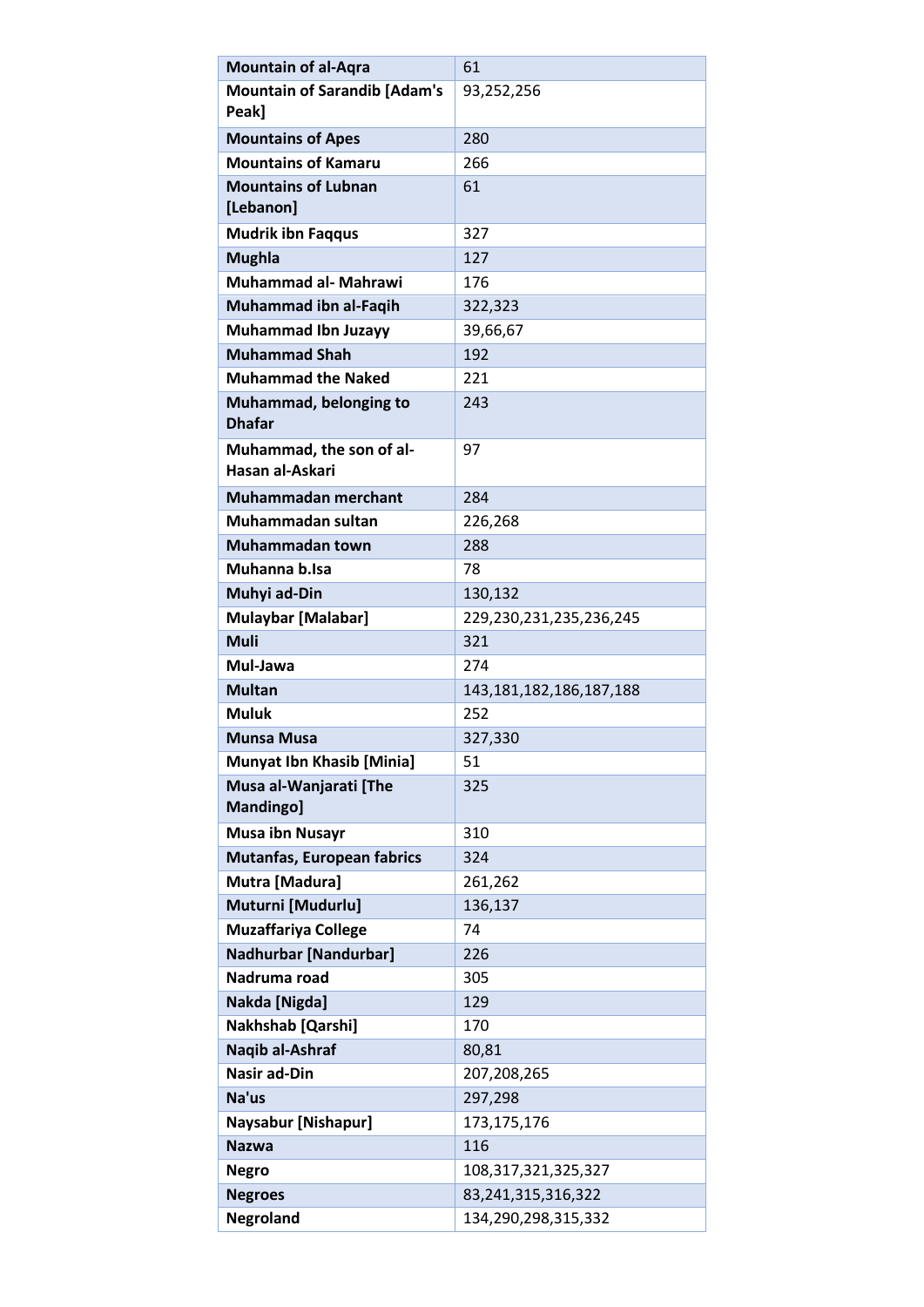| Mountain of al-Aqra | 61 |
|---|---|
| Mountain of Sarandib [Adam's Peak] | 93,252,256 |
| Mountains of Apes | 280 |
| Mountains of Kamaru | 266 |
| Mountains of Lubnan [Lebanon] | 61 |
| Mudrik ibn Faqqus | 327 |
| Mughla | 127 |
| Muhammad al- Mahrawi | 176 |
| Muhammad ibn al-Faqih | 322,323 |
| Muhammad Ibn Juzayy | 39,66,67 |
| Muhammad Shah | 192 |
| Muhammad the Naked | 221 |
| Muhammad, belonging to Dhafar | 243 |
| Muhammad, the son of al-Hasan al-Askari | 97 |
| Muhammadan merchant | 284 |
| Muhammadan sultan | 226,268 |
| Muhammadan town | 288 |
| Muhanna b.Isa | 78 |
| Muhyi ad-Din | 130,132 |
| Mulaybar [Malabar] | 229,230,231,235,236,245 |
| Muli | 321 |
| Mul-Jawa | 274 |
| Multan | 143,181,182,186,187,188 |
| Muluk | 252 |
| Munsa Musa | 327,330 |
| Munyat Ibn Khasib [Minia] | 51 |
| Musa al-Wanjarati [The Mandingo] | 325 |
| Musa ibn Nusayr | 310 |
| Mutanfas, European fabrics | 324 |
| Mutra [Madura] | 261,262 |
| Muturni [Mudurlu] | 136,137 |
| Muzaffariya College | 74 |
| Nadhurbar [Nandurbar] | 226 |
| Nadruma road | 305 |
| Nakda [Nigda] | 129 |
| Nakhshab [Qarshi] | 170 |
| Naqib al-Ashraf | 80,81 |
| Nasir ad-Din | 207,208,265 |
| Na'us | 297,298 |
| Naysabur [Nishapur] | 173,175,176 |
| Nazwa | 116 |
| Negro | 108,317,321,325,327 |
| Negroes | 83,241,315,316,322 |
| Negroland | 134,290,298,315,332 |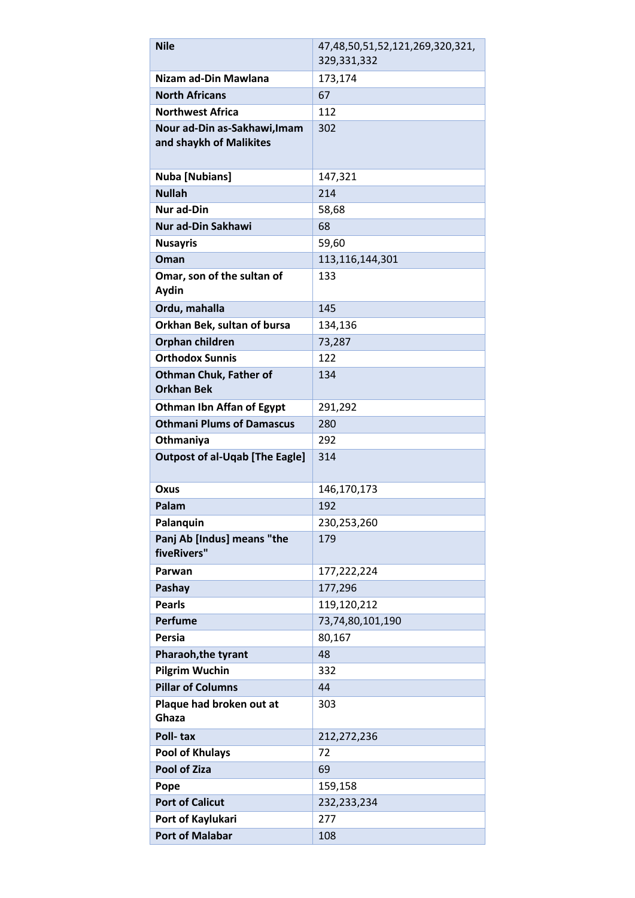| | |
|---|---|
| **Nile** | 47,48,50,51,52,121,269,320,321,329,331,332 |
| **Nizam ad-Din Mawlana** | 173,174 |
| **North Africans** | 67 |
| **Northwest Africa** | 112 |
| **Nour ad-Din as-Sakhawi,Imam and shaykh of Malikites** | 302 |
| **Nuba [Nubians]** | 147,321 |
| **Nullah** | 214 |
| **Nur ad-Din** | 58,68 |
| **Nur ad-Din Sakhawi** | 68 |
| **Nusayris** | 59,60 |
| **Oman** | 113,116,144,301 |
| **Omar, son of the sultan of Aydin** | 133 |
| **Ordu, mahalla** | 145 |
| **Orkhan Bek, sultan of bursa** | 134,136 |
| **Orphan children** | 73,287 |
| **Orthodox Sunnis** | 122 |
| **Othman Chuk, Father of Orkhan Bek** | 134 |
| **Othman Ibn Affan of Egypt** | 291,292 |
| **Othmani Plums of Damascus** | 280 |
| **Othmaniya** | 292 |
| **Outpost of al-Uqab [The Eagle]** | 314 |
| **Oxus** | 146,170,173 |
| **Palam** | 192 |
| **Palanquin** | 230,253,260 |
| **Panj Ab [Indus] means "the fiveRivers"** | 179 |
| **Parwan** | 177,222,224 |
| **Pashay** | 177,296 |
| **Pearls** | 119,120,212 |
| **Perfume** | 73,74,80,101,190 |
| **Persia** | 80,167 |
| **Pharaoh,the tyrant** | 48 |
| **Pilgrim Wuchin** | 332 |
| **Pillar of Columns** | 44 |
| **Plaque had broken out at Ghaza** | 303 |
| **Poll- tax** | 212,272,236 |
| **Pool of Khulays** | 72 |
| **Pool of Ziza** | 69 |
| **Pope** | 159,158 |
| **Port of Calicut** | 232,233,234 |
| **Port of Kaylukari** | 277 |
| **Port of Malabar** | 108 |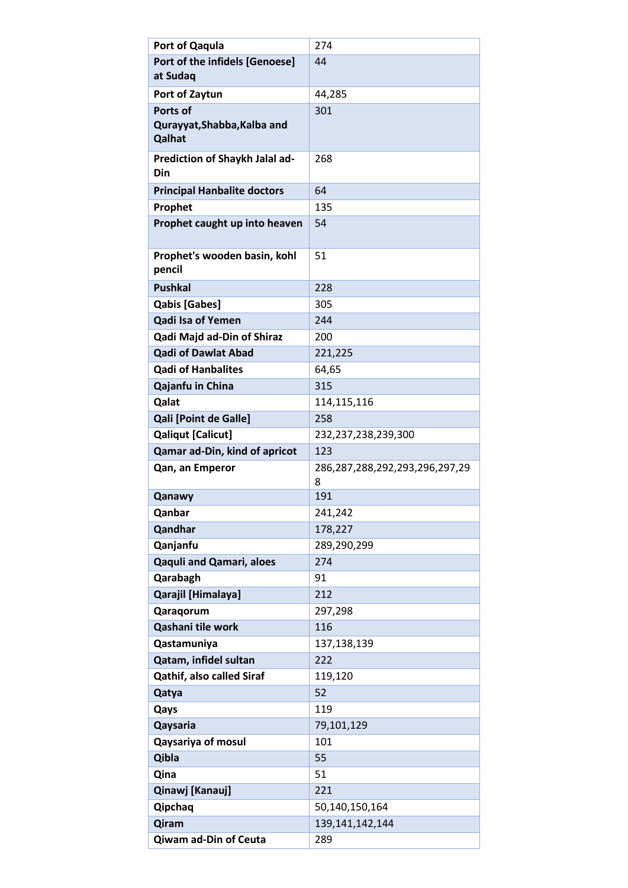| Port of Qaqula | 274 |
|---|---|
| Port of the infidels [Genoese] at Sudaq | 44 |
| Port of Zaytun | 44,285 |
| Ports of Qurayyat,Shabba,Kalba and Qalhat | 301 |
| Prediction of Shaykh Jalal ad-Din | 268 |
| Principal Hanbalite doctors | 64 |
| Prophet | 135 |
| Prophet caught up into heaven | 54 |
| Prophet's wooden basin, kohl pencil | 51 |
| Pushkal | 228 |
| Qabis [Gabes] | 305 |
| Qadi Isa of Yemen | 244 |
| Qadi Majd ad-Din of Shiraz | 200 |
| Qadi of Dawlat Abad | 221,225 |
| Qadi of Hanbalites | 64,65 |
| Qajanfu in China | 315 |
| Qalat | 114,115,116 |
| Qali [Point de Galle] | 258 |
| Qaliqut [Calicut] | 232,237,238,239,300 |
| Qamar ad-Din, kind of apricot | 123 |
| Qan, an Emperor | 286,287,288,292,293,296,297,298 |
| Qanawy | 191 |
| Qanbar | 241,242 |
| Qandhar | 178,227 |
| Qanjanfu | 289,290,299 |
| Qaquli and Qamari, aloes | 274 |
| Qarabagh | 91 |
| Qarajil [Himalaya] | 212 |
| Qaraqorum | 297,298 |
| Qashani tile work | 116 |
| Qastamuniya | 137,138,139 |
| Qatam, infidel sultan | 222 |
| Qathif, also called Siraf | 119,120 |
| Qatya | 52 |
| Qays | 119 |
| Qaysaria | 79,101,129 |
| Qaysariya of mosul | 101 |
| Qibla | 55 |
| Qina | 51 |
| Qinawj [Kanauj] | 221 |
| Qipchaq | 50,140,150,164 |
| Qiram | 139,141,142,144 |
| Qiwam ad-Din of Ceuta | 289 |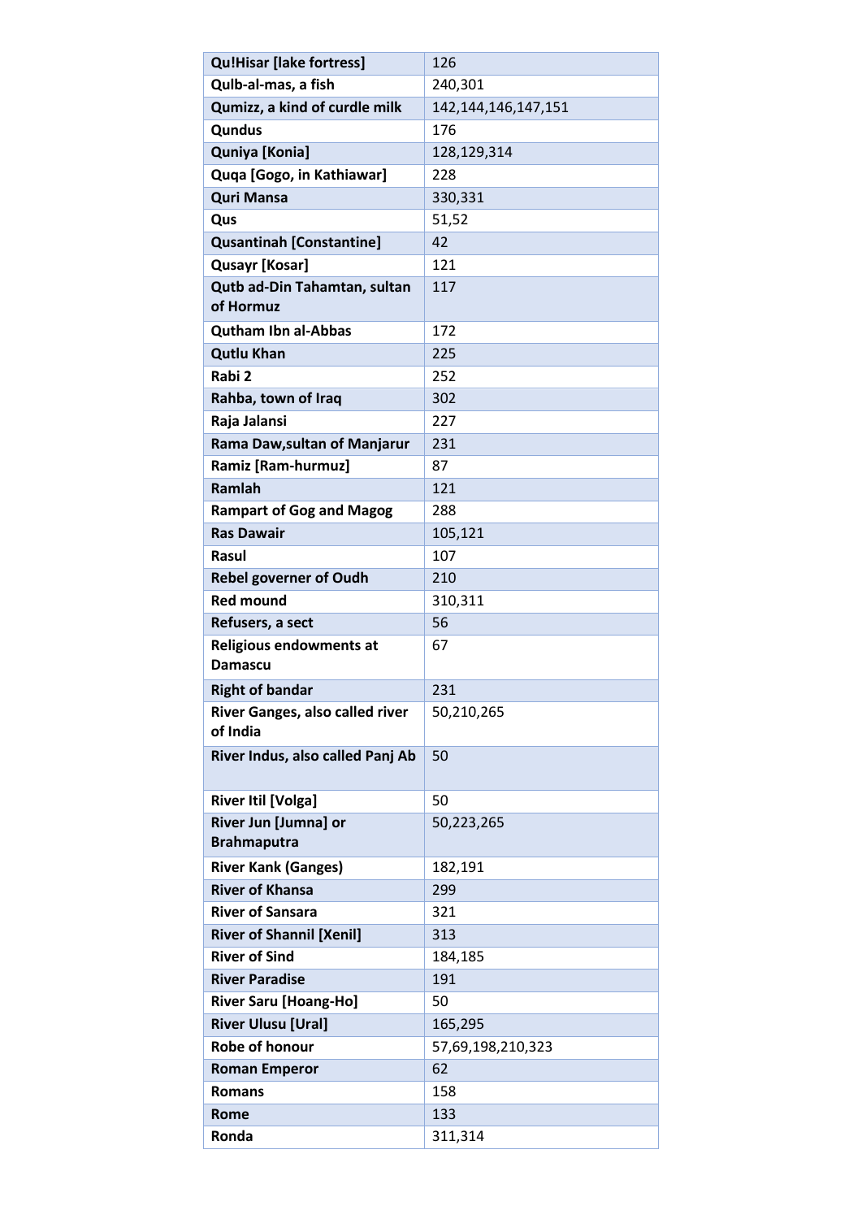| Qu!Hisar [lake fortress] | 126 |
|---|---|
| Qulb-al-mas, a fish | 240,301 |
| Qumizz, a kind of curdle milk | 142,144,146,147,151 |
| Qundus | 176 |
| Quniya [Konia] | 128,129,314 |
| Quqa [Gogo, in Kathiawar] | 228 |
| Quri Mansa | 330,331 |
| Qus | 51,52 |
| Qusantinah [Constantine] | 42 |
| Qusayr [Kosar] | 121 |
| Qutb ad-Din Tahamtan, sultan of Hormuz | 117 |
| Qutham Ibn al-Abbas | 172 |
| Qutlu Khan | 225 |
| Rabi 2 | 252 |
| Rahba, town of Iraq | 302 |
| Raja Jalansi | 227 |
| Rama Daw,sultan of Manjarur | 231 |
| Ramiz [Ram-hurmuz] | 87 |
| Ramlah | 121 |
| Rampart of Gog and Magog | 288 |
| Ras Dawair | 105,121 |
| Rasul | 107 |
| Rebel governer of Oudh | 210 |
| Red mound | 310,311 |
| Refusers, a sect | 56 |
| Religious endowments at Damascu | 67 |
| Right of bandar | 231 |
| River Ganges, also called river of India | 50,210,265 |
| River Indus, also called Panj Ab | 50 |
| River Itil [Volga] | 50 |
| River Jun [Jumna] or Brahmaputra | 50,223,265 |
| River Kank (Ganges) | 182,191 |
| River of Khansa | 299 |
| River of Sansara | 321 |
| River of Shannil [Xenil] | 313 |
| River of Sind | 184,185 |
| River Paradise | 191 |
| River Saru [Hoang-Ho] | 50 |
| River Ulusu [Ural] | 165,295 |
| Robe of honour | 57,69,198,210,323 |
| Roman Emperor | 62 |
| Romans | 158 |
| Rome | 133 |
| Ronda | 311,314 |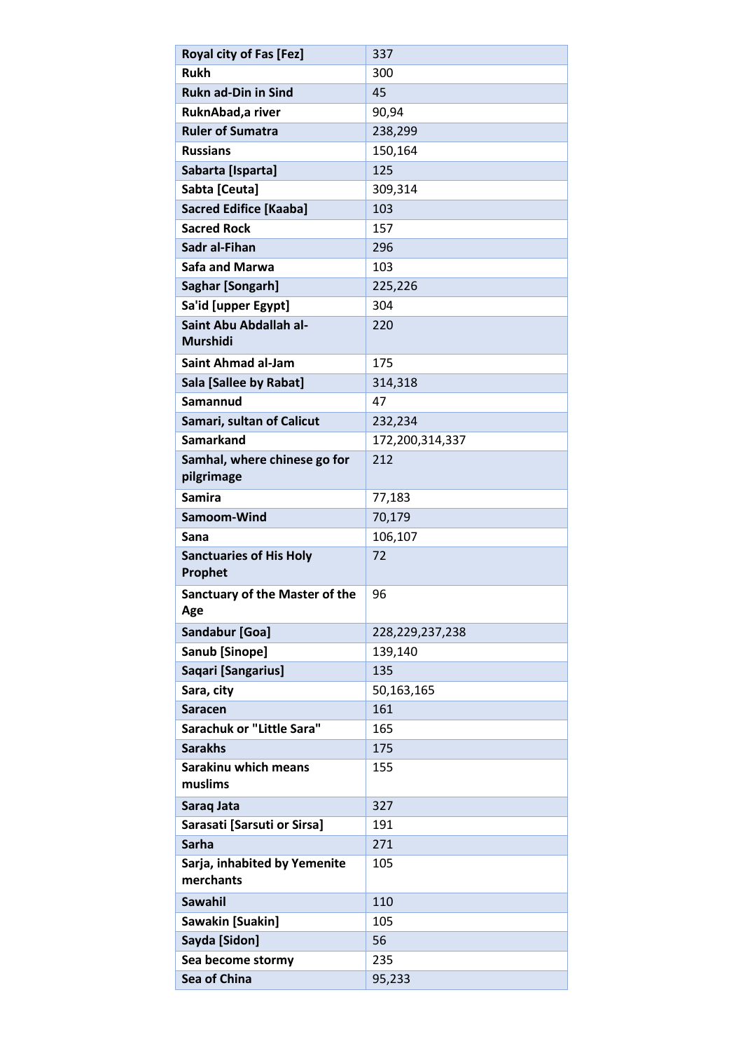| Royal city of Fas [Fez] | 337 |
|---|---|
| Rukh | 300 |
| Rukn ad-Din in Sind | 45 |
| RuknAbad,a river | 90,94 |
| Ruler of Sumatra | 238,299 |
| Russians | 150,164 |
| Sabarta [Isparta] | 125 |
| Sabta [Ceuta] | 309,314 |
| Sacred Edifice [Kaaba] | 103 |
| Sacred Rock | 157 |
| Sadr al-Fihan | 296 |
| Safa and Marwa | 103 |
| Saghar [Songarh] | 225,226 |
| Sa'id [upper Egypt] | 304 |
| Saint Abu Abdallah al-Murshidi | 220 |
| Saint Ahmad al-Jam | 175 |
| Sala [Sallee by Rabat] | 314,318 |
| Samannud | 47 |
| Samari, sultan of Calicut | 232,234 |
| Samarkand | 172,200,314,337 |
| Samhal, where chinese go for pilgrimage | 212 |
| Samira | 77,183 |
| Samoom-Wind | 70,179 |
| Sana | 106,107 |
| Sanctuaries of His Holy Prophet | 72 |
| Sanctuary of the Master of the Age | 96 |
| Sandabur [Goa] | 228,229,237,238 |
| Sanub [Sinope] | 139,140 |
| Saqari [Sangarius] | 135 |
| Sara, city | 50,163,165 |
| Saracen | 161 |
| Sarachuk or "Little Sara" | 165 |
| Sarakhs | 175 |
| Sarakinu which means muslims | 155 |
| Saraq Jata | 327 |
| Sarasati [Sarsuti or Sirsa] | 191 |
| Sarha | 271 |
| Sarja, inhabited by Yemenite merchants | 105 |
| Sawahil | 110 |
| Sawakin [Suakin] | 105 |
| Sayda [Sidon] | 56 |
| Sea become stormy | 235 |
| Sea of China | 95,233 |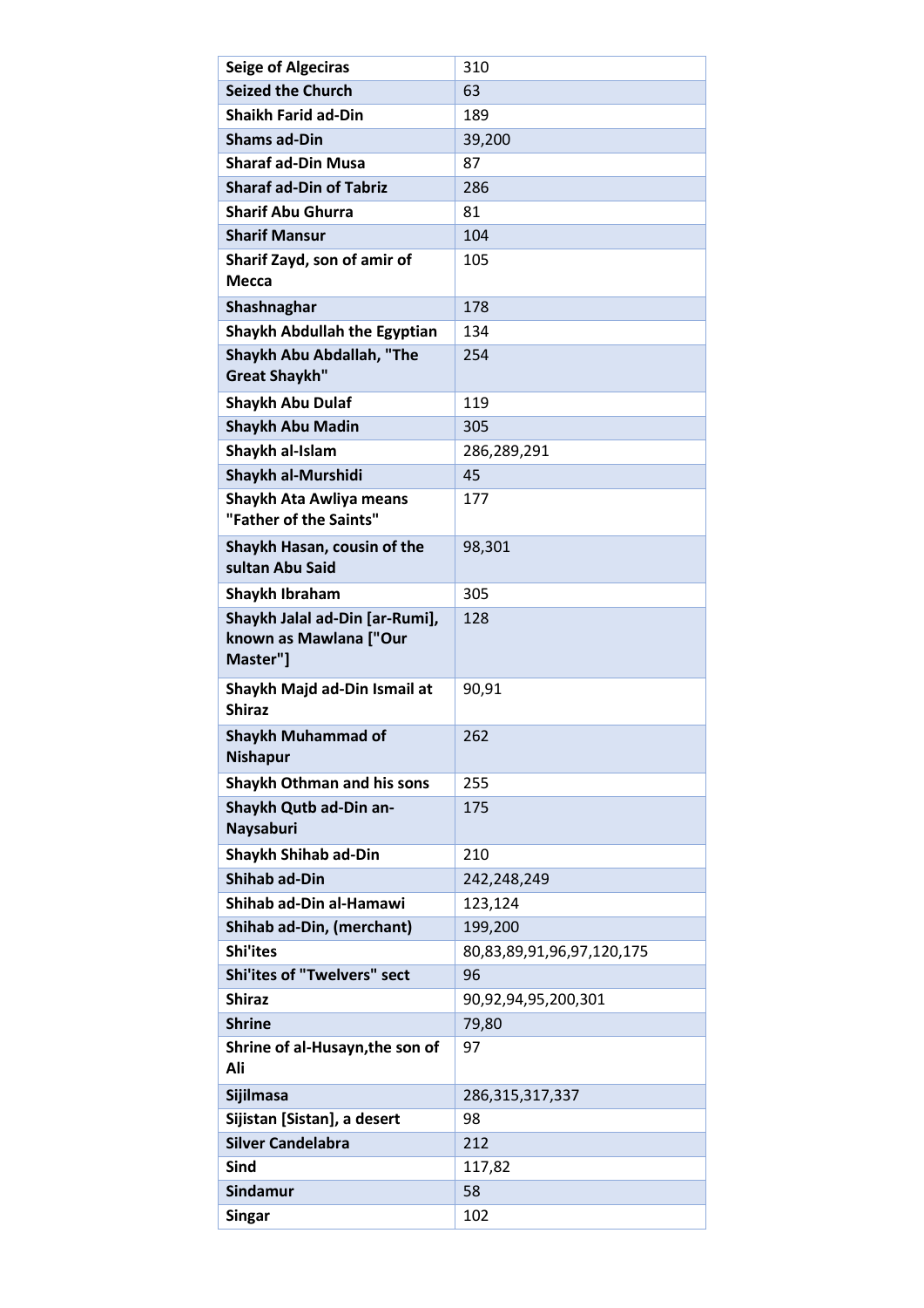| Seige of Algeciras | 310 |
|---|---|
| Seized the Church | 63 |
| Shaikh Farid ad-Din | 189 |
| Shams ad-Din | 39,200 |
| Sharaf ad-Din Musa | 87 |
| Sharaf ad-Din of Tabriz | 286 |
| Sharif Abu Ghurra | 81 |
| Sharif Mansur | 104 |
| Sharif Zayd, son of amir of Mecca | 105 |
| Shashnaghar | 178 |
| Shaykh Abdullah the Egyptian | 134 |
| Shaykh Abu Abdallah, "The Great Shaykh" | 254 |
| Shaykh Abu Dulaf | 119 |
| Shaykh Abu Madin | 305 |
| Shaykh al-Islam | 286,289,291 |
| Shaykh al-Murshidi | 45 |
| Shaykh Ata Awliya means "Father of the Saints" | 177 |
| Shaykh Hasan, cousin of the sultan Abu Said | 98,301 |
| Shaykh Ibraham | 305 |
| Shaykh Jalal ad-Din [ar-Rumi], known as Mawlana ["Our Master"] | 128 |
| Shaykh Majd ad-Din Ismail at Shiraz | 90,91 |
| Shaykh Muhammad of Nishapur | 262 |
| Shaykh Othman and his sons | 255 |
| Shaykh Qutb ad-Din an-Naysaburi | 175 |
| Shaykh Shihab ad-Din | 210 |
| Shihab ad-Din | 242,248,249 |
| Shihab ad-Din al-Hamawi | 123,124 |
| Shihab ad-Din, (merchant) | 199,200 |
| Shi'ites | 80,83,89,91,96,97,120,175 |
| Shi'ites of "Twelvers" sect | 96 |
| Shiraz | 90,92,94,95,200,301 |
| Shrine | 79,80 |
| Shrine of al-Husayn,the son of Ali | 97 |
| Sijilmasa | 286,315,317,337 |
| Sijistan [Sistan], a desert | 98 |
| Silver Candelabra | 212 |
| Sind | 117,82 |
| Sindamur | 58 |
| Singar | 102 |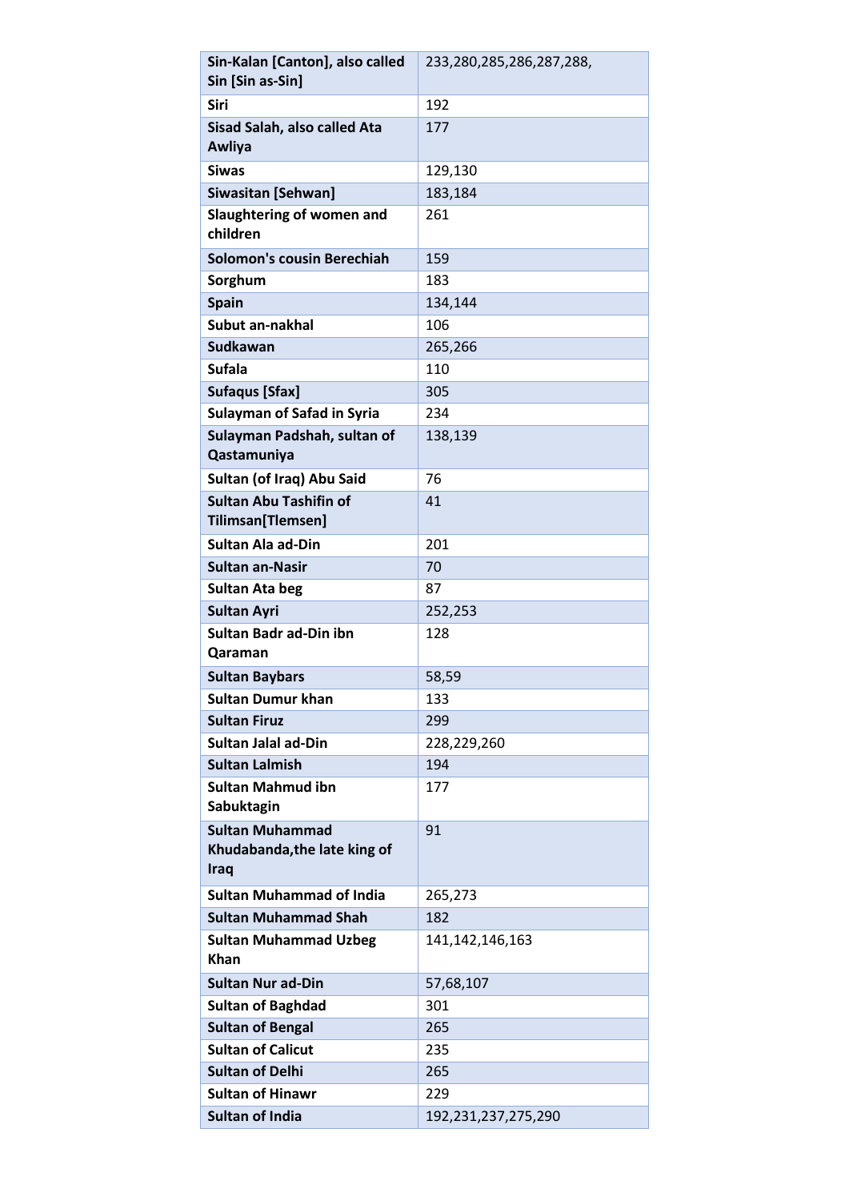| Sin-Kalan [Canton], also called Sin [Sin as-Sin] | 233,280,285,286,287,288, |
|---|---|
| Siri | 192 |
| Sisad Salah, also called Ata Awliya | 177 |
| Siwas | 129,130 |
| Siwasitan [Sehwan] | 183,184 |
| Slaughtering of women and children | 261 |
| Solomon's cousin Berechiah | 159 |
| Sorghum | 183 |
| Spain | 134,144 |
| Subut an-nakhal | 106 |
| Sudkawan | 265,266 |
| Sufala | 110 |
| Sufaqus [Sfax] | 305 |
| Sulayman of Safad in Syria | 234 |
| Sulayman Padshah, sultan of Qastamuniya | 138,139 |
| Sultan (of Iraq) Abu Said | 76 |
| Sultan Abu Tashifin of Tilimsan[Tlemsen] | 41 |
| Sultan Ala ad-Din | 201 |
| Sultan an-Nasir | 70 |
| Sultan Ata beg | 87 |
| Sultan Ayri | 252,253 |
| Sultan Badr ad-Din ibn Qaraman | 128 |
| Sultan Baybars | 58,59 |
| Sultan Dumur khan | 133 |
| Sultan Firuz | 299 |
| Sultan Jalal ad-Din | 228,229,260 |
| Sultan Lalmish | 194 |
| Sultan Mahmud ibn Sabuktagin | 177 |
| Sultan Muhammad Khudabanda,the late king of Iraq | 91 |
| Sultan Muhammad of India | 265,273 |
| Sultan Muhammad Shah | 182 |
| Sultan Muhammad Uzbeg Khan | 141,142,146,163 |
| Sultan Nur ad-Din | 57,68,107 |
| Sultan of Baghdad | 301 |
| Sultan of Bengal | 265 |
| Sultan of Calicut | 235 |
| Sultan of Delhi | 265 |
| Sultan of Hinawr | 229 |
| Sultan of India | 192,231,237,275,290 |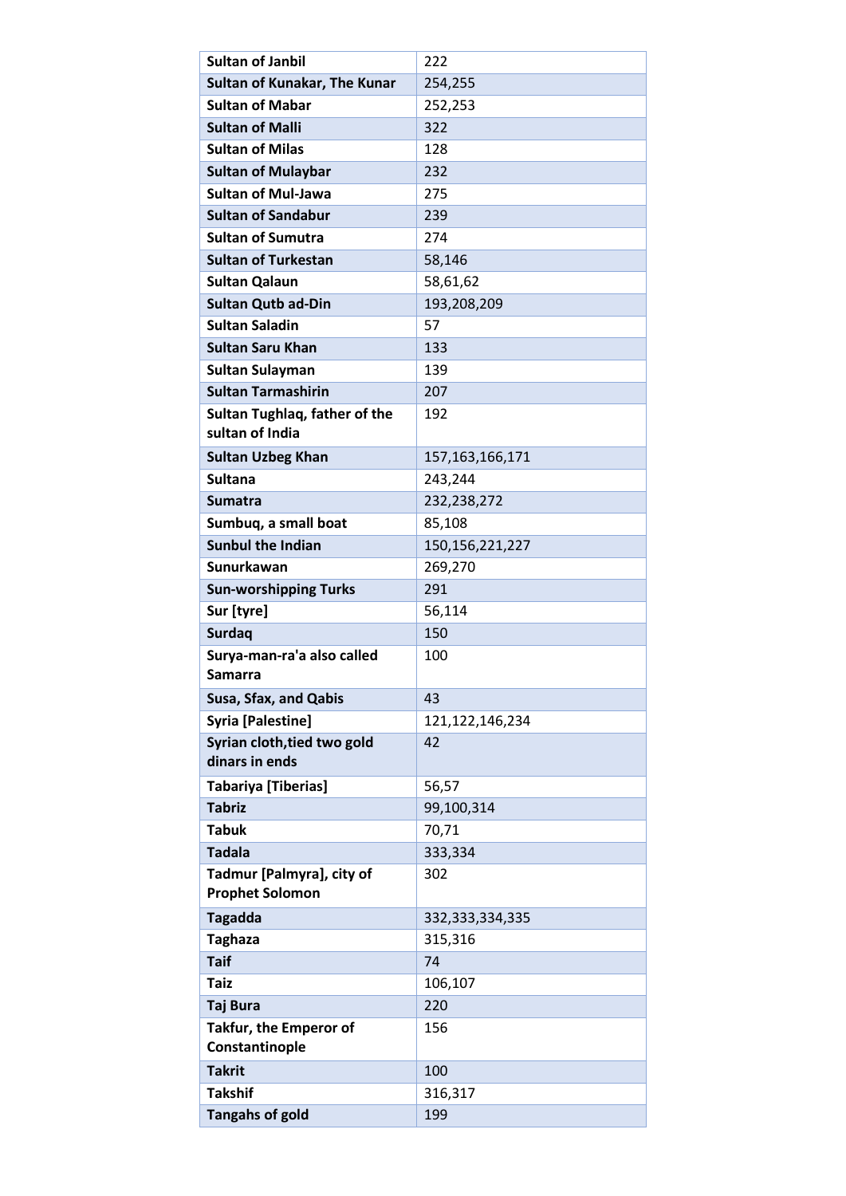| Sultan of Janbil | 222 |
|---|---|
| Sultan of Kunakar, The Kunar | 254,255 |
| Sultan of Mabar | 252,253 |
| Sultan of Malli | 322 |
| Sultan of Milas | 128 |
| Sultan of Mulaybar | 232 |
| Sultan of Mul-Jawa | 275 |
| Sultan of Sandabur | 239 |
| Sultan of Sumutra | 274 |
| Sultan of Turkestan | 58,146 |
| Sultan Qalaun | 58,61,62 |
| Sultan Qutb ad-Din | 193,208,209 |
| Sultan Saladin | 57 |
| Sultan Saru Khan | 133 |
| Sultan Sulayman | 139 |
| Sultan Tarmashirin | 207 |
| Sultan Tughlaq, father of the sultan of India | 192 |
| Sultan Uzbeg Khan | 157,163,166,171 |
| Sultana | 243,244 |
| Sumatra | 232,238,272 |
| Sumbuq, a small boat | 85,108 |
| Sunbul the Indian | 150,156,221,227 |
| Sunurkawan | 269,270 |
| Sun-worshipping Turks | 291 |
| Sur [tyre] | 56,114 |
| Surdaq | 150 |
| Surya-man-ra'a also called Samarra | 100 |
| Susa, Sfax, and Qabis | 43 |
| Syria [Palestine] | 121,122,146,234 |
| Syrian cloth,tied two gold dinars in ends | 42 |
| Tabariya [Tiberias] | 56,57 |
| Tabriz | 99,100,314 |
| Tabuk | 70,71 |
| Tadala | 333,334 |
| Tadmur [Palmyra], city of Prophet Solomon | 302 |
| Tagadda | 332,333,334,335 |
| Taghaza | 315,316 |
| Taif | 74 |
| Taiz | 106,107 |
| Taj Bura | 220 |
| Takfur, the Emperor of Constantinople | 156 |
| Takrit | 100 |
| Takshif | 316,317 |
| Tangahs of gold | 199 |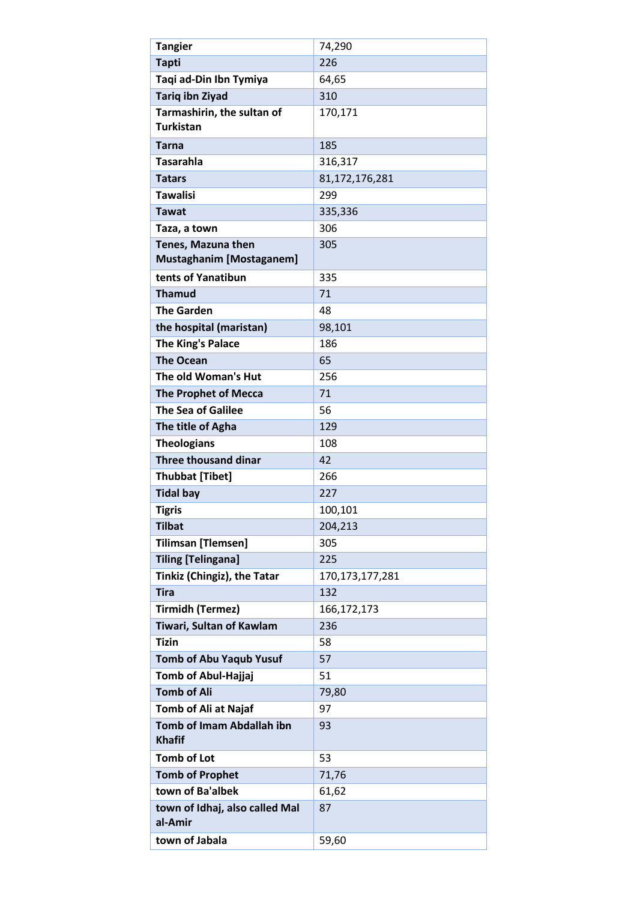| Tangier | 74,290 |
|---|---|
| Tapti | 226 |
| Taqi ad-Din Ibn Tymiya | 64,65 |
| Tariq ibn Ziyad | 310 |
| Tarmashirin, the sultan of Turkistan | 170,171 |
| Tarna | 185 |
| Tasarahla | 316,317 |
| Tatars | 81,172,176,281 |
| Tawalisi | 299 |
| Tawat | 335,336 |
| Taza, a town | 306 |
| Tenes, Mazuna then Mustaghanim [Mostaganem] | 305 |
| tents of Yanatibun | 335 |
| Thamud | 71 |
| The Garden | 48 |
| the hospital (maristan) | 98,101 |
| The King's Palace | 186 |
| The Ocean | 65 |
| The old Woman's Hut | 256 |
| The Prophet of Mecca | 71 |
| The Sea of Galilee | 56 |
| The title of Agha | 129 |
| Theologians | 108 |
| Three thousand dinar | 42 |
| Thubbat [Tibet] | 266 |
| Tidal bay | 227 |
| Tigris | 100,101 |
| Tilbat | 204,213 |
| Tilimsan [Tlemsen] | 305 |
| Tiling [Telingana] | 225 |
| Tinkiz (Chingiz), the Tatar | 170,173,177,281 |
| Tira | 132 |
| Tirmidh (Termez) | 166,172,173 |
| Tiwari, Sultan of Kawlam | 236 |
| Tizin | 58 |
| Tomb of Abu Yaqub Yusuf | 57 |
| Tomb of Abul-Hajjaj | 51 |
| Tomb of Ali | 79,80 |
| Tomb of Ali at Najaf | 97 |
| Tomb of Imam Abdallah ibn Khafif | 93 |
| Tomb of Lot | 53 |
| Tomb of Prophet | 71,76 |
| town of Ba'albek | 61,62 |
| town of Idhaj, also called Mal al-Amir | 87 |
| town of Jabala | 59,60 |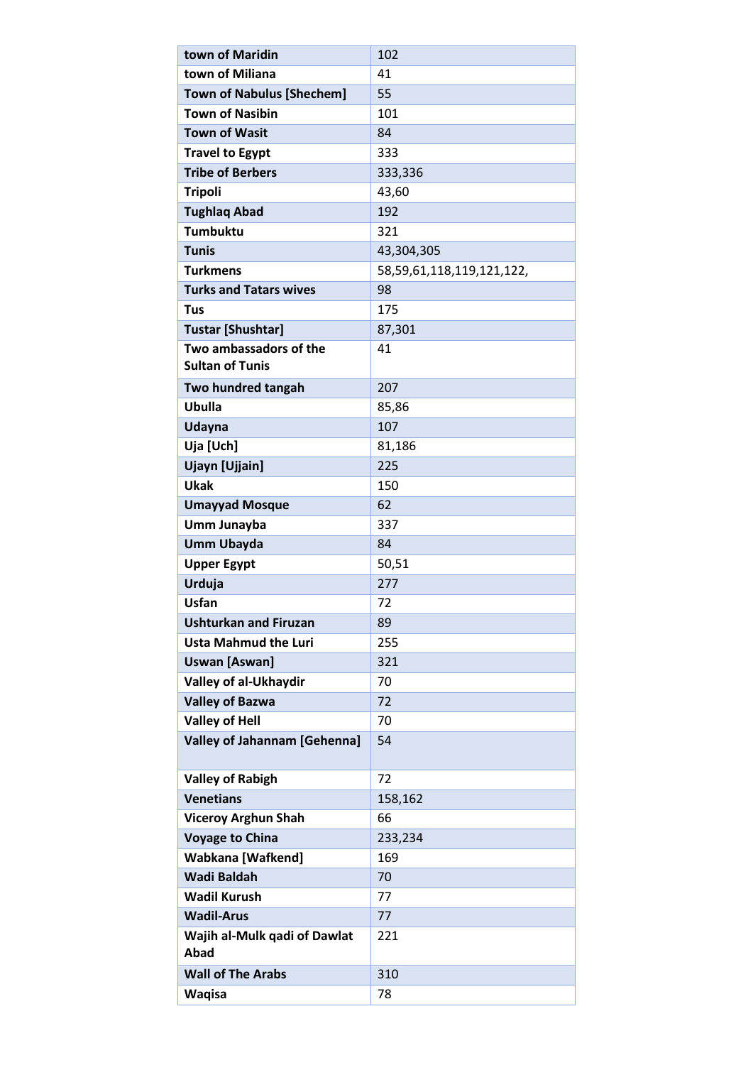| town of Maridin | 102 |
|---|---|
| town of Miliana | 41 |
| Town of Nabulus [Shechem] | 55 |
| Town of Nasibin | 101 |
| Town of Wasit | 84 |
| Travel to Egypt | 333 |
| Tribe of Berbers | 333,336 |
| Tripoli | 43,60 |
| Tughlaq Abad | 192 |
| Tumbuktu | 321 |
| Tunis | 43,304,305 |
| Turkmens | 58,59,61,118,119,121,122, |
| Turks and Tatars wives | 98 |
| Tus | 175 |
| Tustar [Shushtar] | 87,301 |
| Two ambassadors of the Sultan of Tunis | 41 |
| Two hundred tangah | 207 |
| Ubulla | 85,86 |
| Udayna | 107 |
| Uja [Uch] | 81,186 |
| Ujayn [Ujjain] | 225 |
| Ukak | 150 |
| Umayyad Mosque | 62 |
| Umm Junayba | 337 |
| Umm Ubayda | 84 |
| Upper Egypt | 50,51 |
| Urduja | 277 |
| Usfan | 72 |
| Ushturkan and Firuzan | 89 |
| Usta Mahmud the Luri | 255 |
| Uswan [Aswan] | 321 |
| Valley of al-Ukhaydir | 70 |
| Valley of Bazwa | 72 |
| Valley of Hell | 70 |
| Valley of Jahannam [Gehenna] | 54 |
| Valley of Rabigh | 72 |
| Venetians | 158,162 |
| Viceroy Arghun Shah | 66 |
| Voyage to China | 233,234 |
| Wabkana [Wafkend] | 169 |
| Wadi Baldah | 70 |
| Wadil Kurush | 77 |
| Wadil-Arus | 77 |
| Wajih al-Mulk qadi of Dawlat Abad | 221 |
| Wall of The Arabs | 310 |
| Waqisa | 78 |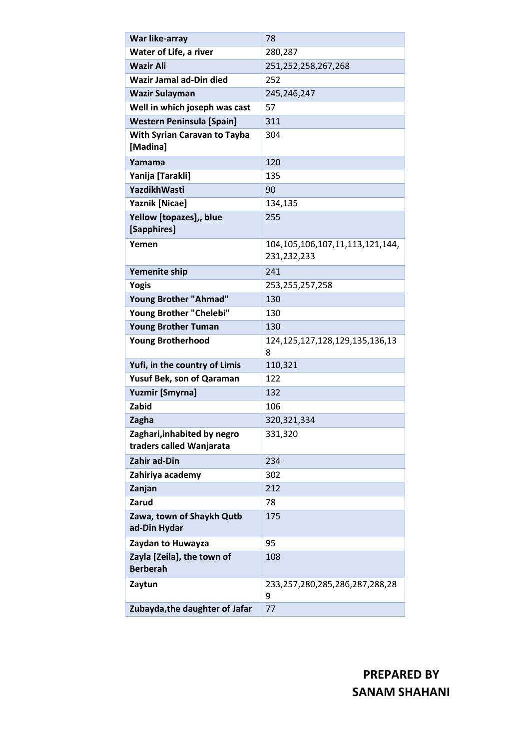| | |
|---|---|
| War like-array | 78 |
| Water of Life, a river | 280,287 |
| Wazir Ali | 251,252,258,267,268 |
| Wazir Jamal ad-Din died | 252 |
| Wazir Sulayman | 245,246,247 |
| Well in which joseph was cast | 57 |
| Western Peninsula [Spain] | 311 |
| With Syrian Caravan to Tayba [Madina] | 304 |
| Yamama | 120 |
| Yanija [Tarakli] | 135 |
| YazdikhWasti | 90 |
| Yaznik [Nicae] | 134,135 |
| Yellow [topazes],, blue [Sapphires] | 255 |
| Yemen | 104,105,106,107,11,113,121,144, 231,232,233 |
| Yemenite ship | 241 |
| Yogis | 253,255,257,258 |
| Young Brother "Ahmad" | 130 |
| Young Brother "Chelebi" | 130 |
| Young Brother Tuman | 130 |
| Young Brotherhood | 124,125,127,128,129,135,136,138 |
| Yufi, in the country of Limis | 110,321 |
| Yusuf Bek, son of Qaraman | 122 |
| Yuzmir [Smyrna] | 132 |
| Zabid | 106 |
| Zagha | 320,321,334 |
| Zaghari,inhabited by negro traders called Wanjarata | 331,320 |
| Zahir ad-Din | 234 |
| Zahiriya academy | 302 |
| Zanjan | 212 |
| Zarud | 78 |
| Zawa, town of Shaykh Qutb ad-Din Hydar | 175 |
| Zaydan to Huwayza | 95 |
| Zayla [Zeila], the town of Berberah | 108 |
| Zaytun | 233,257,280,285,286,287,288,289 |
| Zubayda,the daughter of Jafar | 77 |

**PREPARED BY**
**SANAM SHAHANI**